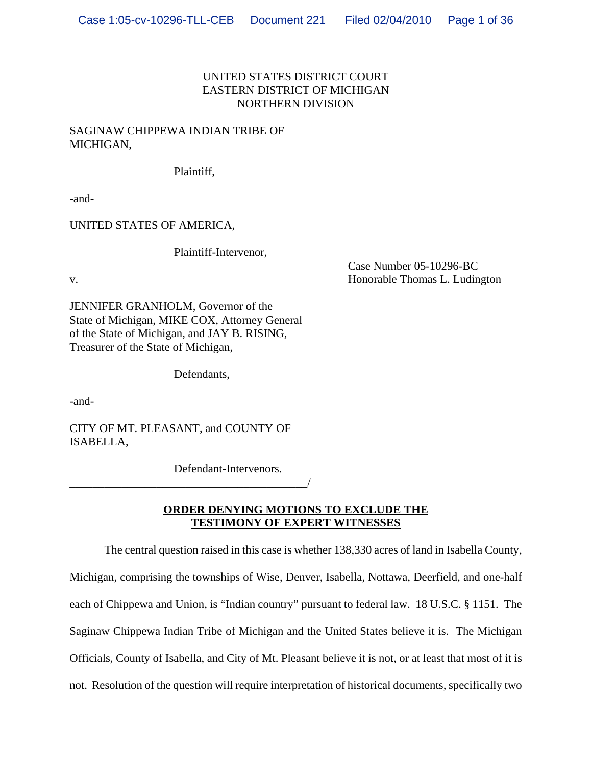UNITED STATES DISTRICT COURT
EASTERN DISTRICT OF MICHIGAN
NORTHERN DIVISION

SAGINAW CHIPPEWA INDIAN TRIBE OF MICHIGAN,

Plaintiff,

-and-

UNITED STATES OF AMERICA,

Plaintiff-Intervenor,

v.

Case Number 05-10296-BC
Honorable Thomas L. Ludington

JENNIFER GRANHOLM, Governor of the State of Michigan, MIKE COX, Attorney General of the State of Michigan, and JAY B. RISING, Treasurer of the State of Michigan,

Defendants,

-and-

CITY OF MT. PLEASANT, and COUNTY OF ISABELLA,

Defendant-Intervenors.
\_\_\_\_\_\_\_\_\_\_\_\_\_\_\_\_\_\_\_\_\_\_\_\_\_\_\_\_\_\_\_\_\_\_\_\_\_\_\_\_\_/

**ORDER DENYING MOTIONS TO EXCLUDE THE TESTIMONY OF EXPERT WITNESSES**

The central question raised in this case is whether 138,330 acres of land in Isabella County, Michigan, comprising the townships of Wise, Denver, Isabella, Nottawa, Deerfield, and one-half each of Chippewa and Union, is "Indian country" pursuant to federal law. 18 U.S.C. § 1151. The Saginaw Chippewa Indian Tribe of Michigan and the United States believe it is. The Michigan Officials, County of Isabella, and City of Mt. Pleasant believe it is not, or at least that most of it is not. Resolution of the question will require interpretation of historical documents, specifically two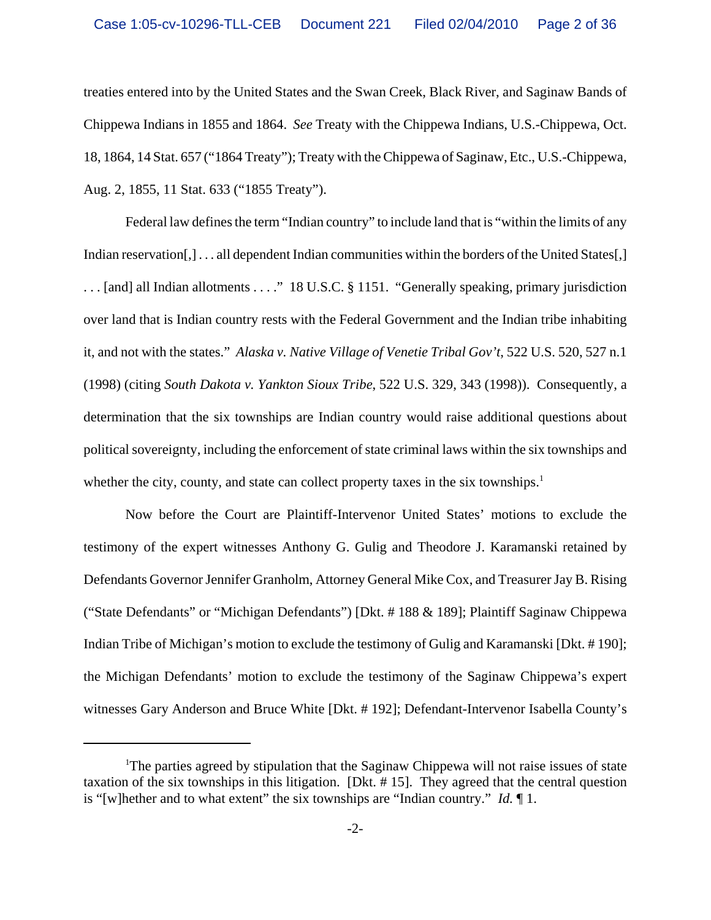treaties entered into by the United States and the Swan Creek, Black River, and Saginaw Bands of Chippewa Indians in 1855 and 1864. *See* Treaty with the Chippewa Indians, U.S.-Chippewa, Oct. 18, 1864, 14 Stat. 657 ("1864 Treaty"); Treaty with the Chippewa of Saginaw, Etc., U.S.-Chippewa, Aug. 2, 1855, 11 Stat. 633 ("1855 Treaty").

Federal law defines the term "Indian country" to include land that is "within the limits of any Indian reservation[,] . . . all dependent Indian communities within the borders of the United States[,] . . . [and] all Indian allotments . . . ." 18 U.S.C. § 1151. "Generally speaking, primary jurisdiction over land that is Indian country rests with the Federal Government and the Indian tribe inhabiting it, and not with the states." *Alaska v. Native Village of Venetie Tribal Gov't*, 522 U.S. 520, 527 n.1 (1998) (citing *South Dakota v. Yankton Sioux Tribe*, 522 U.S. 329, 343 (1998)). Consequently, a determination that the six townships are Indian country would raise additional questions about political sovereignty, including the enforcement of state criminal laws within the six townships and whether the city, county, and state can collect property taxes in the six townships.[1]

Now before the Court are Plaintiff-Intervenor United States' motions to exclude the testimony of the expert witnesses Anthony G. Gulig and Theodore J. Karamanski retained by Defendants Governor Jennifer Granholm, Attorney General Mike Cox, and Treasurer Jay B. Rising ("State Defendants" or "Michigan Defendants") [Dkt. # 188 & 189]; Plaintiff Saginaw Chippewa Indian Tribe of Michigan's motion to exclude the testimony of Gulig and Karamanski [Dkt. # 190]; the Michigan Defendants' motion to exclude the testimony of the Saginaw Chippewa's expert witnesses Gary Anderson and Bruce White [Dkt. # 192]; Defendant-Intervenor Isabella County's

[1] The parties agreed by stipulation that the Saginaw Chippewa will not raise issues of state taxation of the six townships in this litigation. [Dkt. # 15]. They agreed that the central question is "[w]hether and to what extent" the six townships are "Indian country." *Id.* ¶ 1.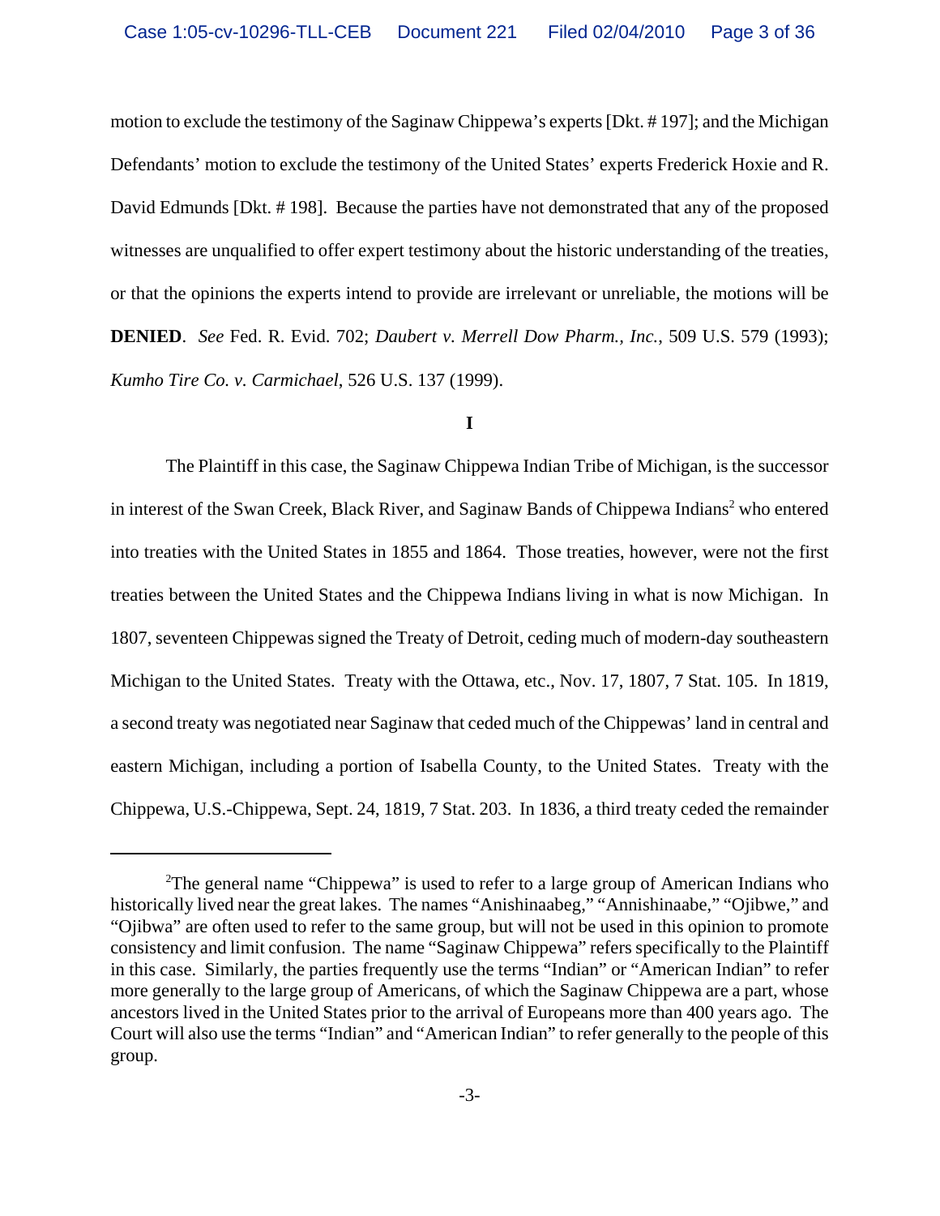motion to exclude the testimony of the Saginaw Chippewa's experts [Dkt. # 197]; and the Michigan Defendants' motion to exclude the testimony of the United States' experts Frederick Hoxie and R. David Edmunds [Dkt. # 198]. Because the parties have not demonstrated that any of the proposed witnesses are unqualified to offer expert testimony about the historic understanding of the treaties, or that the opinions the experts intend to provide are irrelevant or unreliable, the motions will be **DENIED**. *See* Fed. R. Evid. 702; *Daubert v. Merrell Dow Pharm., Inc.*, 509 U.S. 579 (1993); *Kumho Tire Co. v. Carmichael*, 526 U.S. 137 (1999).

**I**

The Plaintiff in this case, the Saginaw Chippewa Indian Tribe of Michigan, is the successor in interest of the Swan Creek, Black River, and Saginaw Bands of Chippewa Indians[2] who entered into treaties with the United States in 1855 and 1864. Those treaties, however, were not the first treaties between the United States and the Chippewa Indians living in what is now Michigan. In 1807, seventeen Chippewas signed the Treaty of Detroit, ceding much of modern-day southeastern Michigan to the United States. Treaty with the Ottawa, etc., Nov. 17, 1807, 7 Stat. 105. In 1819, a second treaty was negotiated near Saginaw that ceded much of the Chippewas' land in central and eastern Michigan, including a portion of Isabella County, to the United States. Treaty with the Chippewa, U.S.-Chippewa, Sept. 24, 1819, 7 Stat. 203. In 1836, a third treaty ceded the remainder

---

[2]The general name "Chippewa" is used to refer to a large group of American Indians who historically lived near the great lakes. The names "Anishinaabeg," "Annishinaabe," "Ojibwe," and "Ojibwa" are often used to refer to the same group, but will not be used in this opinion to promote consistency and limit confusion. The name "Saginaw Chippewa" refers specifically to the Plaintiff in this case. Similarly, the parties frequently use the terms "Indian" or "American Indian" to refer more generally to the large group of Americans, of which the Saginaw Chippewa are a part, whose ancestors lived in the United States prior to the arrival of Europeans more than 400 years ago. The Court will also use the terms "Indian" and "American Indian" to refer generally to the people of this group.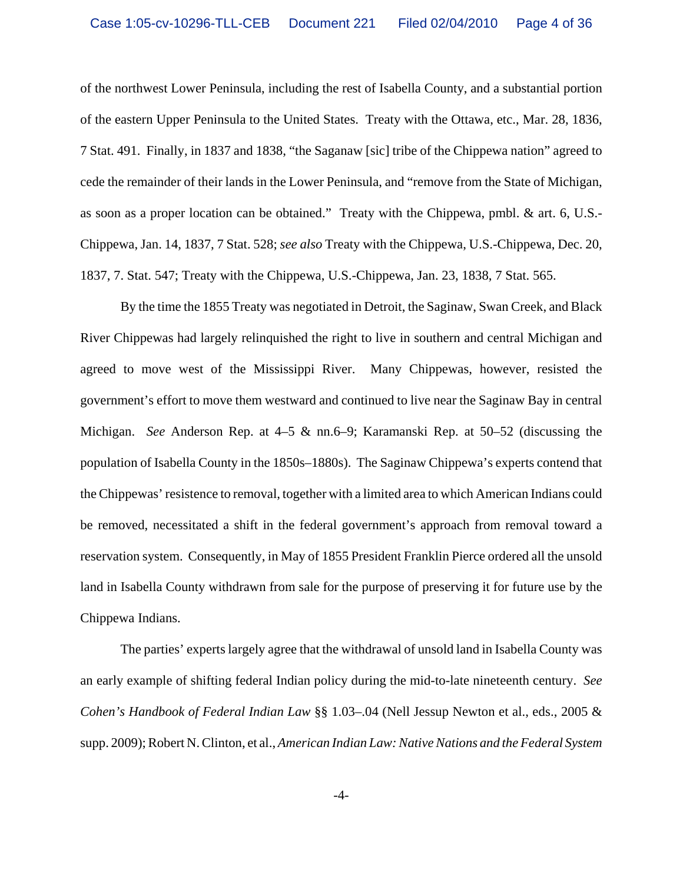of the northwest Lower Peninsula, including the rest of Isabella County, and a substantial portion of the eastern Upper Peninsula to the United States. Treaty with the Ottawa, etc., Mar. 28, 1836, 7 Stat. 491. Finally, in 1837 and 1838, "the Saganaw [sic] tribe of the Chippewa nation" agreed to cede the remainder of their lands in the Lower Peninsula, and "remove from the State of Michigan, as soon as a proper location can be obtained." Treaty with the Chippewa, pmbl. & art. 6, U.S.-Chippewa, Jan. 14, 1837, 7 Stat. 528; *see also* Treaty with the Chippewa, U.S.-Chippewa, Dec. 20, 1837, 7. Stat. 547; Treaty with the Chippewa, U.S.-Chippewa, Jan. 23, 1838, 7 Stat. 565.

By the time the 1855 Treaty was negotiated in Detroit, the Saginaw, Swan Creek, and Black River Chippewas had largely relinquished the right to live in southern and central Michigan and agreed to move west of the Mississippi River. Many Chippewas, however, resisted the government's effort to move them westward and continued to live near the Saginaw Bay in central Michigan. *See* Anderson Rep. at 4–5 & nn.6–9; Karamanski Rep. at 50–52 (discussing the population of Isabella County in the 1850s–1880s). The Saginaw Chippewa's experts contend that the Chippewas' resistence to removal, together with a limited area to which American Indians could be removed, necessitated a shift in the federal government's approach from removal toward a reservation system. Consequently, in May of 1855 President Franklin Pierce ordered all the unsold land in Isabella County withdrawn from sale for the purpose of preserving it for future use by the Chippewa Indians.

The parties' experts largely agree that the withdrawal of unsold land in Isabella County was an early example of shifting federal Indian policy during the mid-to-late nineteenth century. *See Cohen's Handbook of Federal Indian Law* §§ 1.03–.04 (Nell Jessup Newton et al., eds., 2005 & supp. 2009); Robert N. Clinton, et al., *American Indian Law: Native Nations and the Federal System*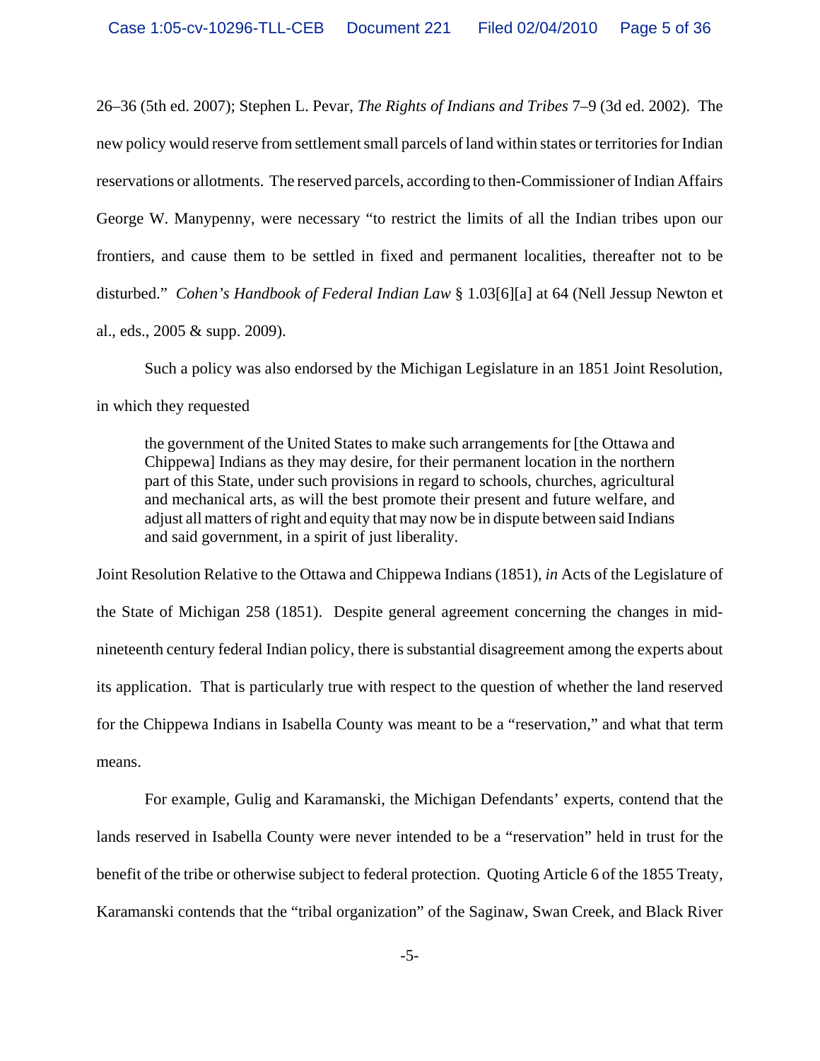26–36 (5th ed. 2007); Stephen L. Pevar, *The Rights of Indians and Tribes* 7–9 (3d ed. 2002). The new policy would reserve from settlement small parcels of land within states or territories for Indian reservations or allotments. The reserved parcels, according to then-Commissioner of Indian Affairs George W. Manypenny, were necessary "to restrict the limits of all the Indian tribes upon our frontiers, and cause them to be settled in fixed and permanent localities, thereafter not to be disturbed." *Cohen's Handbook of Federal Indian Law* § 1.03[6][a] at 64 (Nell Jessup Newton et al., eds., 2005 & supp. 2009).

Such a policy was also endorsed by the Michigan Legislature in an 1851 Joint Resolution, in which they requested

> the government of the United States to make such arrangements for [the Ottawa and Chippewa] Indians as they may desire, for their permanent location in the northern part of this State, under such provisions in regard to schools, churches, agricultural and mechanical arts, as will the best promote their present and future welfare, and adjust all matters of right and equity that may now be in dispute between said Indians and said government, in a spirit of just liberality.

Joint Resolution Relative to the Ottawa and Chippewa Indians (1851), *in* Acts of the Legislature of the State of Michigan 258 (1851). Despite general agreement concerning the changes in mid-nineteenth century federal Indian policy, there is substantial disagreement among the experts about its application. That is particularly true with respect to the question of whether the land reserved for the Chippewa Indians in Isabella County was meant to be a "reservation," and what that term means.

For example, Gulig and Karamanski, the Michigan Defendants' experts, contend that the lands reserved in Isabella County were never intended to be a "reservation" held in trust for the benefit of the tribe or otherwise subject to federal protection. Quoting Article 6 of the 1855 Treaty, Karamanski contends that the "tribal organization" of the Saginaw, Swan Creek, and Black River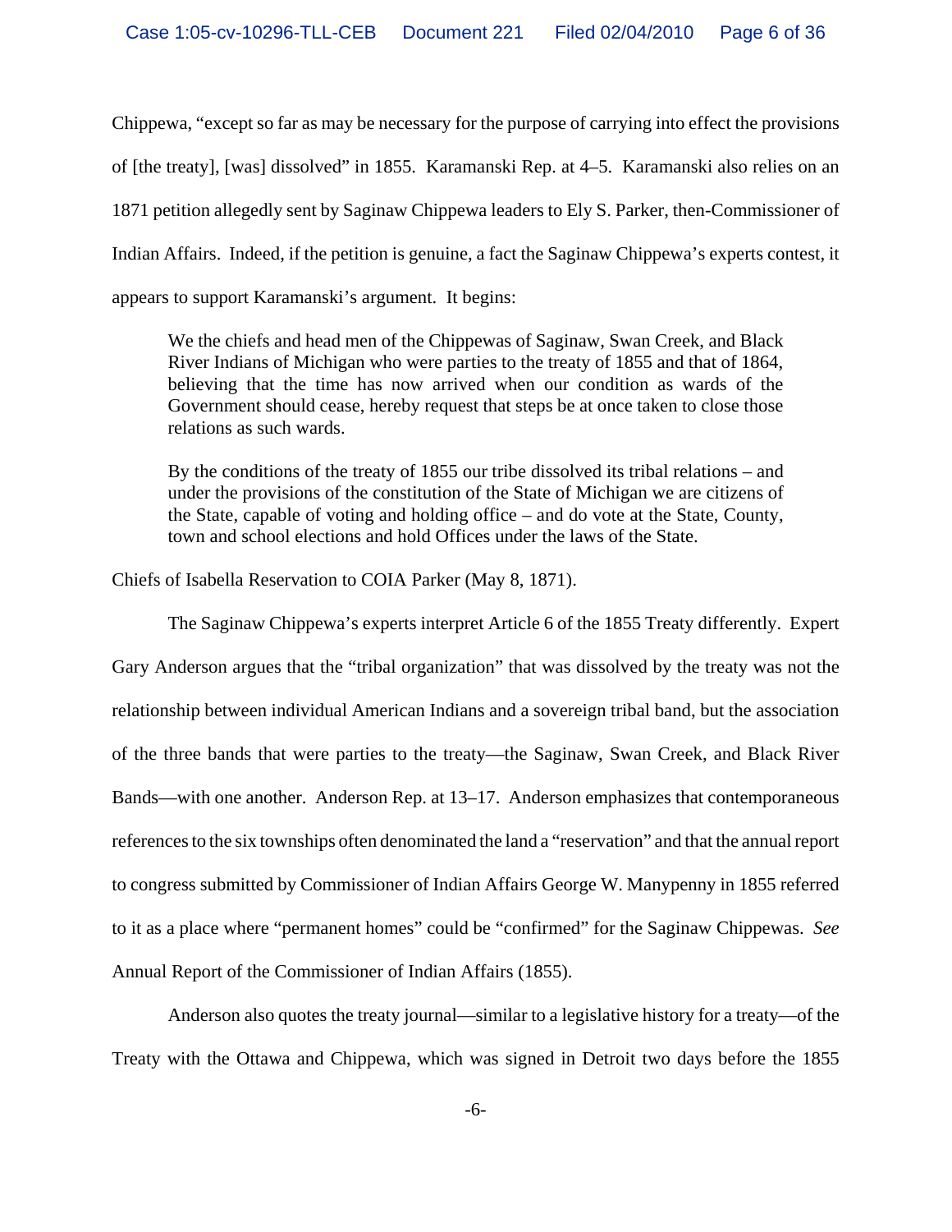Chippewa, "except so far as may be necessary for the purpose of carrying into effect the provisions of [the treaty], [was] dissolved" in 1855. Karamanski Rep. at 4–5. Karamanski also relies on an 1871 petition allegedly sent by Saginaw Chippewa leaders to Ely S. Parker, then-Commissioner of Indian Affairs. Indeed, if the petition is genuine, a fact the Saginaw Chippewa's experts contest, it appears to support Karamanski's argument. It begins:

> We the chiefs and head men of the Chippewas of Saginaw, Swan Creek, and Black River Indians of Michigan who were parties to the treaty of 1855 and that of 1864, believing that the time has now arrived when our condition as wards of the Government should cease, hereby request that steps be at once taken to close those relations as such wards.
>
> By the conditions of the treaty of 1855 our tribe dissolved its tribal relations – and under the provisions of the constitution of the State of Michigan we are citizens of the State, capable of voting and holding office – and do vote at the State, County, town and school elections and hold Offices under the laws of the State.

Chiefs of Isabella Reservation to COIA Parker (May 8, 1871).

The Saginaw Chippewa's experts interpret Article 6 of the 1855 Treaty differently. Expert Gary Anderson argues that the "tribal organization" that was dissolved by the treaty was not the relationship between individual American Indians and a sovereign tribal band, but the association of the three bands that were parties to the treaty—the Saginaw, Swan Creek, and Black River Bands—with one another. Anderson Rep. at 13–17. Anderson emphasizes that contemporaneous references to the six townships often denominated the land a "reservation" and that the annual report to congress submitted by Commissioner of Indian Affairs George W. Manypenny in 1855 referred to it as a place where "permanent homes" could be "confirmed" for the Saginaw Chippewas. *See* Annual Report of the Commissioner of Indian Affairs (1855).

Anderson also quotes the treaty journal—similar to a legislative history for a treaty—of the Treaty with the Ottawa and Chippewa, which was signed in Detroit two days before the 1855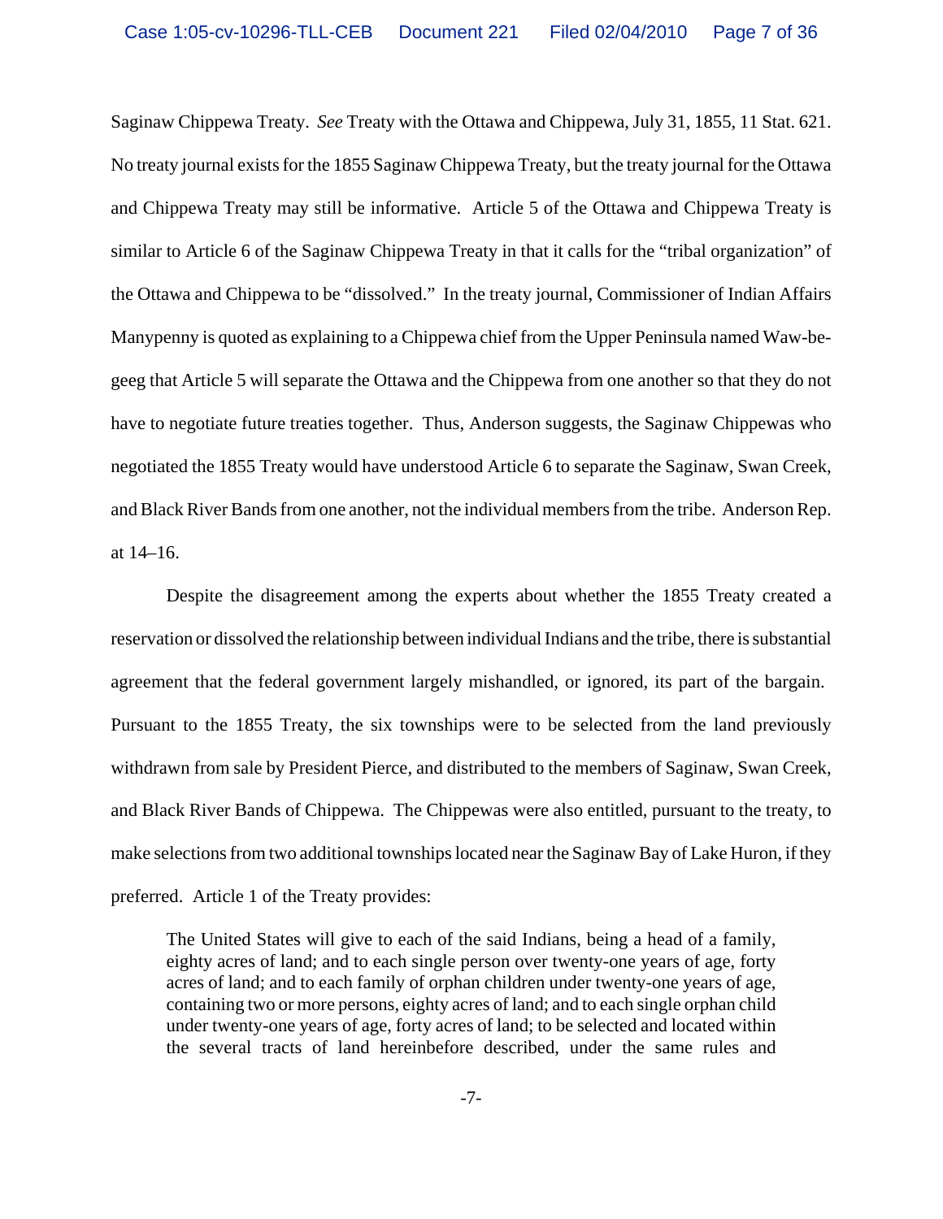Saginaw Chippewa Treaty. *See* Treaty with the Ottawa and Chippewa, July 31, 1855, 11 Stat. 621. No treaty journal exists for the 1855 Saginaw Chippewa Treaty, but the treaty journal for the Ottawa and Chippewa Treaty may still be informative. Article 5 of the Ottawa and Chippewa Treaty is similar to Article 6 of the Saginaw Chippewa Treaty in that it calls for the "tribal organization" of the Ottawa and Chippewa to be "dissolved." In the treaty journal, Commissioner of Indian Affairs Manypenny is quoted as explaining to a Chippewa chief from the Upper Peninsula named Waw-be-geeg that Article 5 will separate the Ottawa and the Chippewa from one another so that they do not have to negotiate future treaties together. Thus, Anderson suggests, the Saginaw Chippewas who negotiated the 1855 Treaty would have understood Article 6 to separate the Saginaw, Swan Creek, and Black River Bands from one another, not the individual members from the tribe. Anderson Rep. at 14–16.

Despite the disagreement among the experts about whether the 1855 Treaty created a reservation or dissolved the relationship between individual Indians and the tribe, there is substantial agreement that the federal government largely mishandled, or ignored, its part of the bargain. Pursuant to the 1855 Treaty, the six townships were to be selected from the land previously withdrawn from sale by President Pierce, and distributed to the members of Saginaw, Swan Creek, and Black River Bands of Chippewa. The Chippewas were also entitled, pursuant to the treaty, to make selections from two additional townships located near the Saginaw Bay of Lake Huron, if they preferred. Article 1 of the Treaty provides:

> The United States will give to each of the said Indians, being a head of a family, eighty acres of land; and to each single person over twenty-one years of age, forty acres of land; and to each family of orphan children under twenty-one years of age, containing two or more persons, eighty acres of land; and to each single orphan child under twenty-one years of age, forty acres of land; to be selected and located within the several tracts of land hereinbefore described, under the same rules and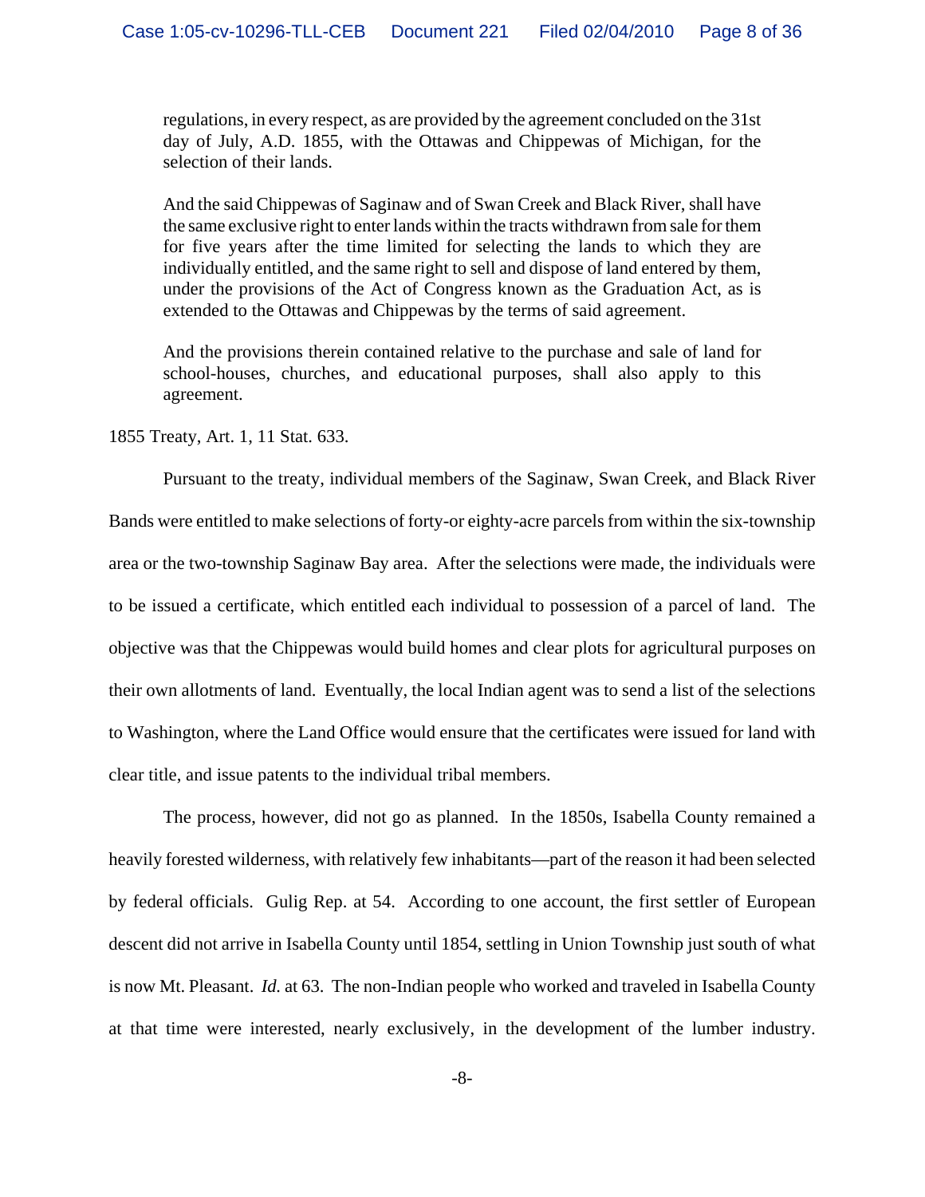> regulations, in every respect, as are provided by the agreement concluded on the 31st day of July, A.D. 1855, with the Ottawas and Chippewas of Michigan, for the selection of their lands.
>
> And the said Chippewas of Saginaw and of Swan Creek and Black River, shall have the same exclusive right to enter lands within the tracts withdrawn from sale for them for five years after the time limited for selecting the lands to which they are individually entitled, and the same right to sell and dispose of land entered by them, under the provisions of the Act of Congress known as the Graduation Act, as is extended to the Ottawas and Chippewas by the terms of said agreement.
>
> And the provisions therein contained relative to the purchase and sale of land for school-houses, churches, and educational purposes, shall also apply to this agreement.

1855 Treaty, Art. 1, 11 Stat. 633.

Pursuant to the treaty, individual members of the Saginaw, Swan Creek, and Black River Bands were entitled to make selections of forty-or eighty-acre parcels from within the six-township area or the two-township Saginaw Bay area. After the selections were made, the individuals were to be issued a certificate, which entitled each individual to possession of a parcel of land. The objective was that the Chippewas would build homes and clear plots for agricultural purposes on their own allotments of land. Eventually, the local Indian agent was to send a list of the selections to Washington, where the Land Office would ensure that the certificates were issued for land with clear title, and issue patents to the individual tribal members.

The process, however, did not go as planned. In the 1850s, Isabella County remained a heavily forested wilderness, with relatively few inhabitants—part of the reason it had been selected by federal officials. Gulig Rep. at 54. According to one account, the first settler of European descent did not arrive in Isabella County until 1854, settling in Union Township just south of what is now Mt. Pleasant. *Id.* at 63. The non-Indian people who worked and traveled in Isabella County at that time were interested, nearly exclusively, in the development of the lumber industry.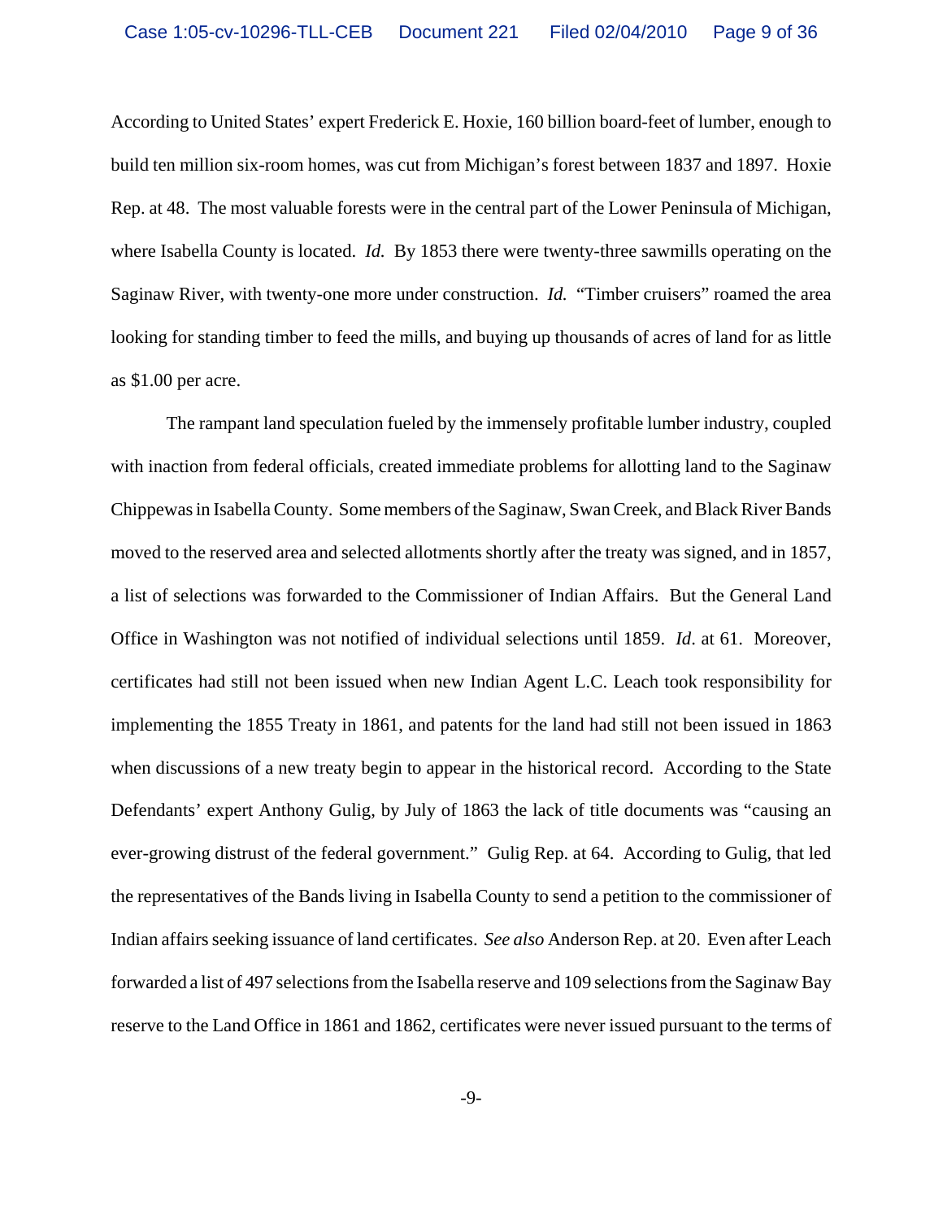According to United States' expert Frederick E. Hoxie, 160 billion board-feet of lumber, enough to build ten million six-room homes, was cut from Michigan's forest between 1837 and 1897. Hoxie Rep. at 48. The most valuable forests were in the central part of the Lower Peninsula of Michigan, where Isabella County is located. *Id.* By 1853 there were twenty-three sawmills operating on the Saginaw River, with twenty-one more under construction. *Id.* "Timber cruisers" roamed the area looking for standing timber to feed the mills, and buying up thousands of acres of land for as little as $1.00 per acre.

The rampant land speculation fueled by the immensely profitable lumber industry, coupled with inaction from federal officials, created immediate problems for allotting land to the Saginaw Chippewas in Isabella County. Some members of the Saginaw, Swan Creek, and Black River Bands moved to the reserved area and selected allotments shortly after the treaty was signed, and in 1857, a list of selections was forwarded to the Commissioner of Indian Affairs. But the General Land Office in Washington was not notified of individual selections until 1859. *Id*. at 61. Moreover, certificates had still not been issued when new Indian Agent L.C. Leach took responsibility for implementing the 1855 Treaty in 1861, and patents for the land had still not been issued in 1863 when discussions of a new treaty begin to appear in the historical record. According to the State Defendants' expert Anthony Gulig, by July of 1863 the lack of title documents was "causing an ever-growing distrust of the federal government." Gulig Rep. at 64. According to Gulig, that led the representatives of the Bands living in Isabella County to send a petition to the commissioner of Indian affairs seeking issuance of land certificates. *See also* Anderson Rep. at 20. Even after Leach forwarded a list of 497 selections from the Isabella reserve and 109 selections from the Saginaw Bay reserve to the Land Office in 1861 and 1862, certificates were never issued pursuant to the terms of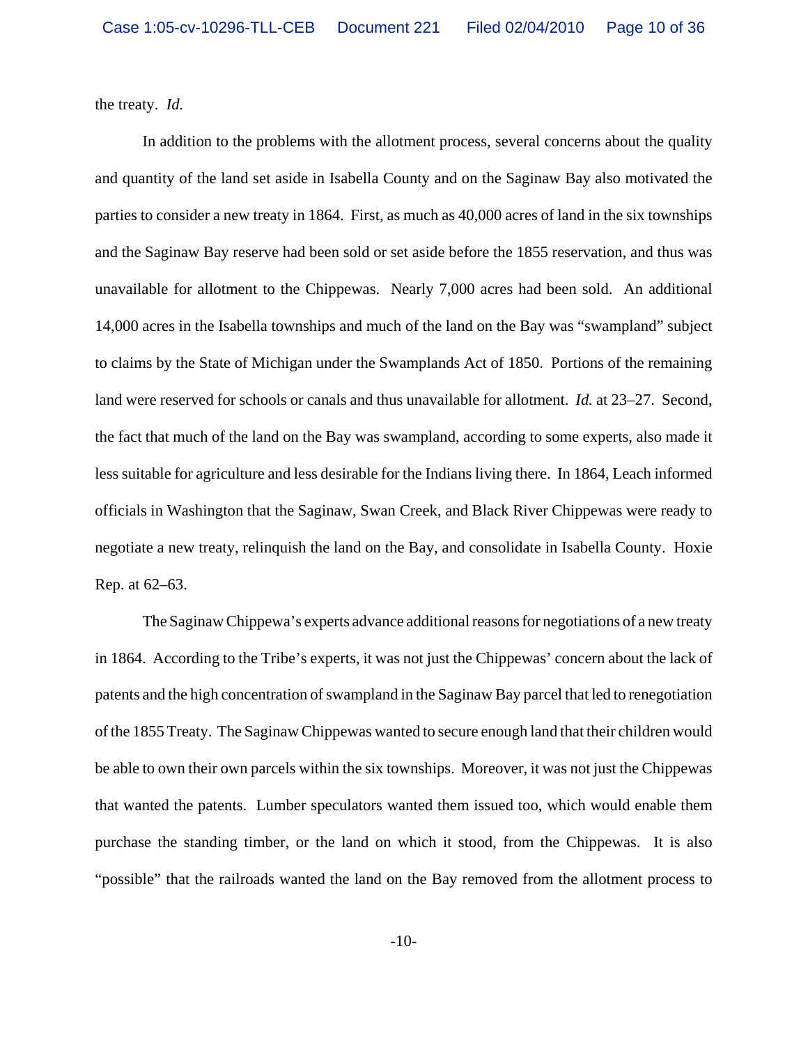the treaty. *Id.*

In addition to the problems with the allotment process, several concerns about the quality and quantity of the land set aside in Isabella County and on the Saginaw Bay also motivated the parties to consider a new treaty in 1864. First, as much as 40,000 acres of land in the six townships and the Saginaw Bay reserve had been sold or set aside before the 1855 reservation, and thus was unavailable for allotment to the Chippewas. Nearly 7,000 acres had been sold. An additional 14,000 acres in the Isabella townships and much of the land on the Bay was "swampland" subject to claims by the State of Michigan under the Swamplands Act of 1850. Portions of the remaining land were reserved for schools or canals and thus unavailable for allotment. *Id.* at 23–27. Second, the fact that much of the land on the Bay was swampland, according to some experts, also made it less suitable for agriculture and less desirable for the Indians living there. In 1864, Leach informed officials in Washington that the Saginaw, Swan Creek, and Black River Chippewas were ready to negotiate a new treaty, relinquish the land on the Bay, and consolidate in Isabella County. Hoxie Rep. at 62–63.

The Saginaw Chippewa's experts advance additional reasons for negotiations of a new treaty in 1864. According to the Tribe's experts, it was not just the Chippewas' concern about the lack of patents and the high concentration of swampland in the Saginaw Bay parcel that led to renegotiation of the 1855 Treaty. The Saginaw Chippewas wanted to secure enough land that their children would be able to own their own parcels within the six townships. Moreover, it was not just the Chippewas that wanted the patents. Lumber speculators wanted them issued too, which would enable them purchase the standing timber, or the land on which it stood, from the Chippewas. It is also "possible" that the railroads wanted the land on the Bay removed from the allotment process to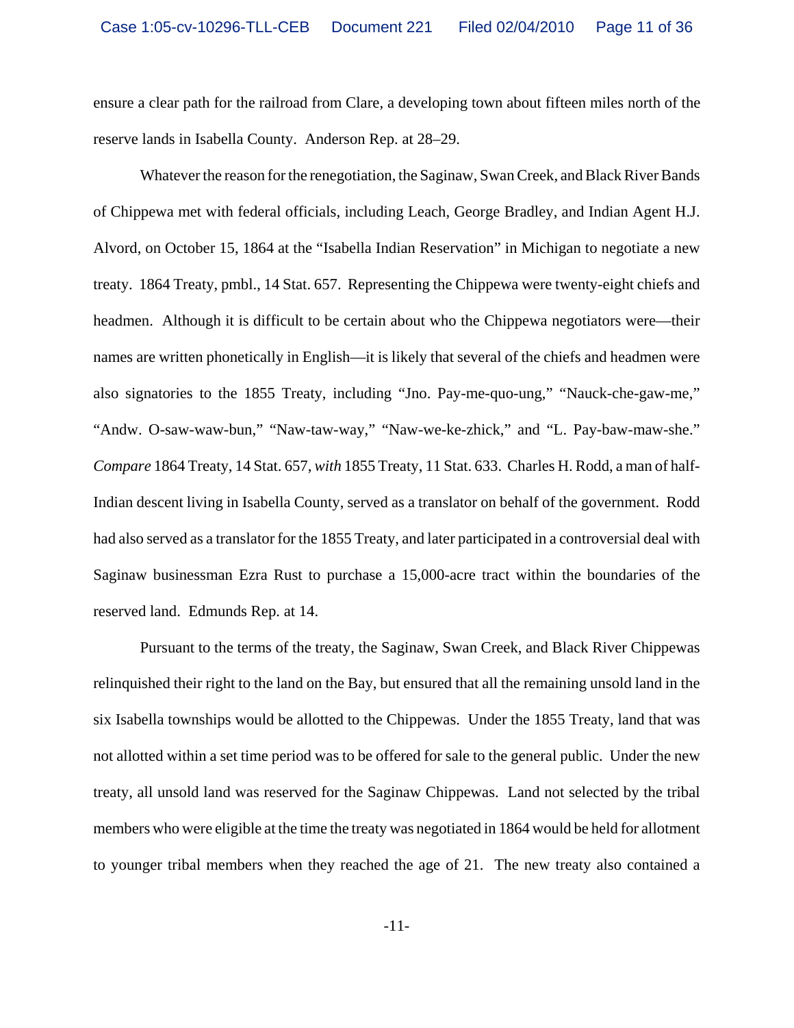ensure a clear path for the railroad from Clare, a developing town about fifteen miles north of the reserve lands in Isabella County. Anderson Rep. at 28–29.

Whatever the reason for the renegotiation, the Saginaw, Swan Creek, and Black River Bands of Chippewa met with federal officials, including Leach, George Bradley, and Indian Agent H.J. Alvord, on October 15, 1864 at the "Isabella Indian Reservation" in Michigan to negotiate a new treaty. 1864 Treaty, pmbl., 14 Stat. 657. Representing the Chippewa were twenty-eight chiefs and headmen. Although it is difficult to be certain about who the Chippewa negotiators were—their names are written phonetically in English—it is likely that several of the chiefs and headmen were also signatories to the 1855 Treaty, including "Jno. Pay-me-quo-ung," "Nauck-che-gaw-me," "Andw. O-saw-waw-bun," "Naw-taw-way," "Naw-we-ke-zhick," and "L. Pay-baw-maw-she." *Compare* 1864 Treaty, 14 Stat. 657, *with* 1855 Treaty, 11 Stat. 633. Charles H. Rodd, a man of half-Indian descent living in Isabella County, served as a translator on behalf of the government. Rodd had also served as a translator for the 1855 Treaty, and later participated in a controversial deal with Saginaw businessman Ezra Rust to purchase a 15,000-acre tract within the boundaries of the reserved land. Edmunds Rep. at 14.

Pursuant to the terms of the treaty, the Saginaw, Swan Creek, and Black River Chippewas relinquished their right to the land on the Bay, but ensured that all the remaining unsold land in the six Isabella townships would be allotted to the Chippewas. Under the 1855 Treaty, land that was not allotted within a set time period was to be offered for sale to the general public. Under the new treaty, all unsold land was reserved for the Saginaw Chippewas. Land not selected by the tribal members who were eligible at the time the treaty was negotiated in 1864 would be held for allotment to younger tribal members when they reached the age of 21. The new treaty also contained a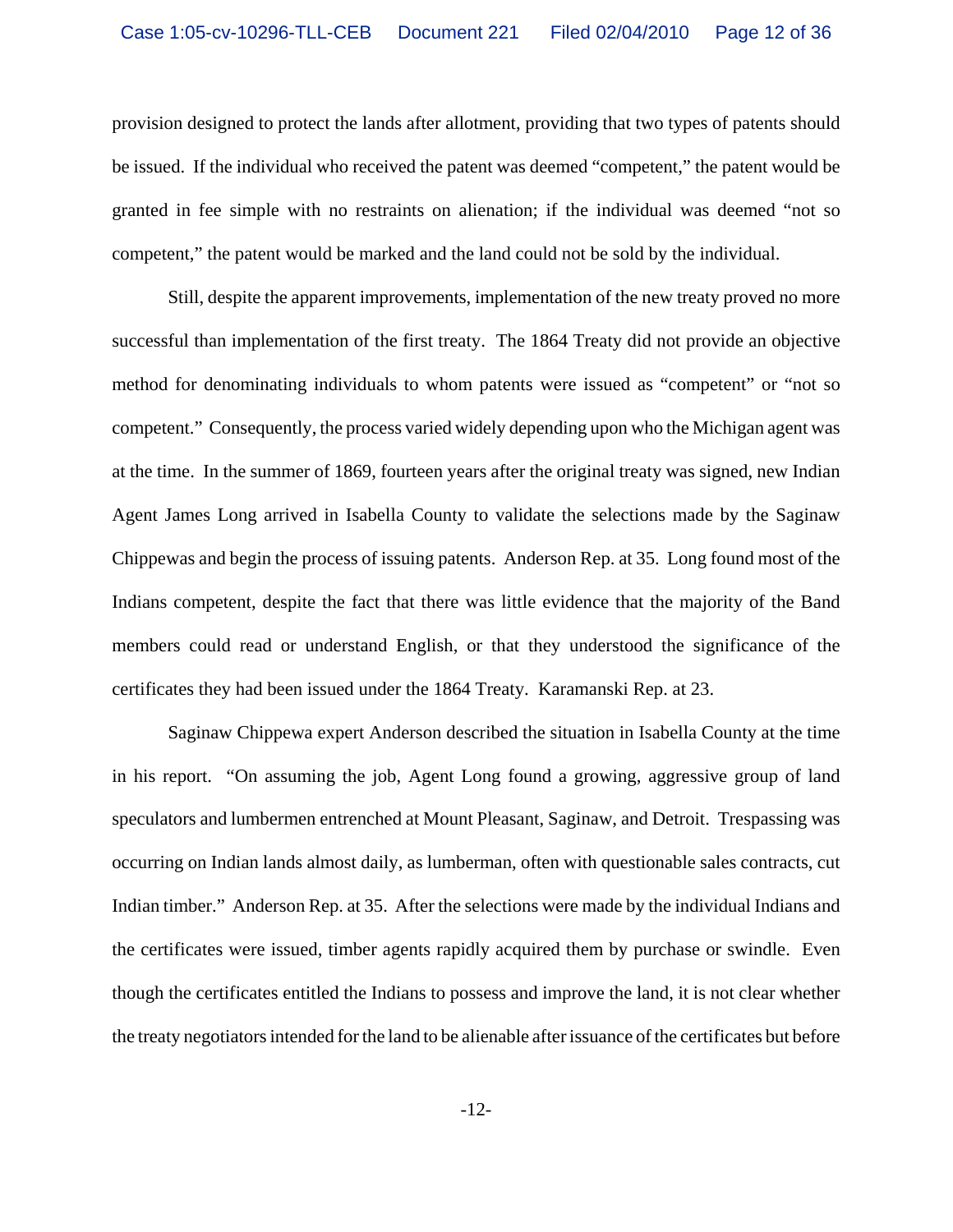provision designed to protect the lands after allotment, providing that two types of patents should be issued. If the individual who received the patent was deemed "competent," the patent would be granted in fee simple with no restraints on alienation; if the individual was deemed "not so competent," the patent would be marked and the land could not be sold by the individual.

Still, despite the apparent improvements, implementation of the new treaty proved no more successful than implementation of the first treaty. The 1864 Treaty did not provide an objective method for denominating individuals to whom patents were issued as "competent" or "not so competent." Consequently, the process varied widely depending upon who the Michigan agent was at the time. In the summer of 1869, fourteen years after the original treaty was signed, new Indian Agent James Long arrived in Isabella County to validate the selections made by the Saginaw Chippewas and begin the process of issuing patents. Anderson Rep. at 35. Long found most of the Indians competent, despite the fact that there was little evidence that the majority of the Band members could read or understand English, or that they understood the significance of the certificates they had been issued under the 1864 Treaty. Karamanski Rep. at 23.

Saginaw Chippewa expert Anderson described the situation in Isabella County at the time in his report. "On assuming the job, Agent Long found a growing, aggressive group of land speculators and lumbermen entrenched at Mount Pleasant, Saginaw, and Detroit. Trespassing was occurring on Indian lands almost daily, as lumberman, often with questionable sales contracts, cut Indian timber." Anderson Rep. at 35. After the selections were made by the individual Indians and the certificates were issued, timber agents rapidly acquired them by purchase or swindle. Even though the certificates entitled the Indians to possess and improve the land, it is not clear whether the treaty negotiators intended for the land to be alienable after issuance of the certificates but before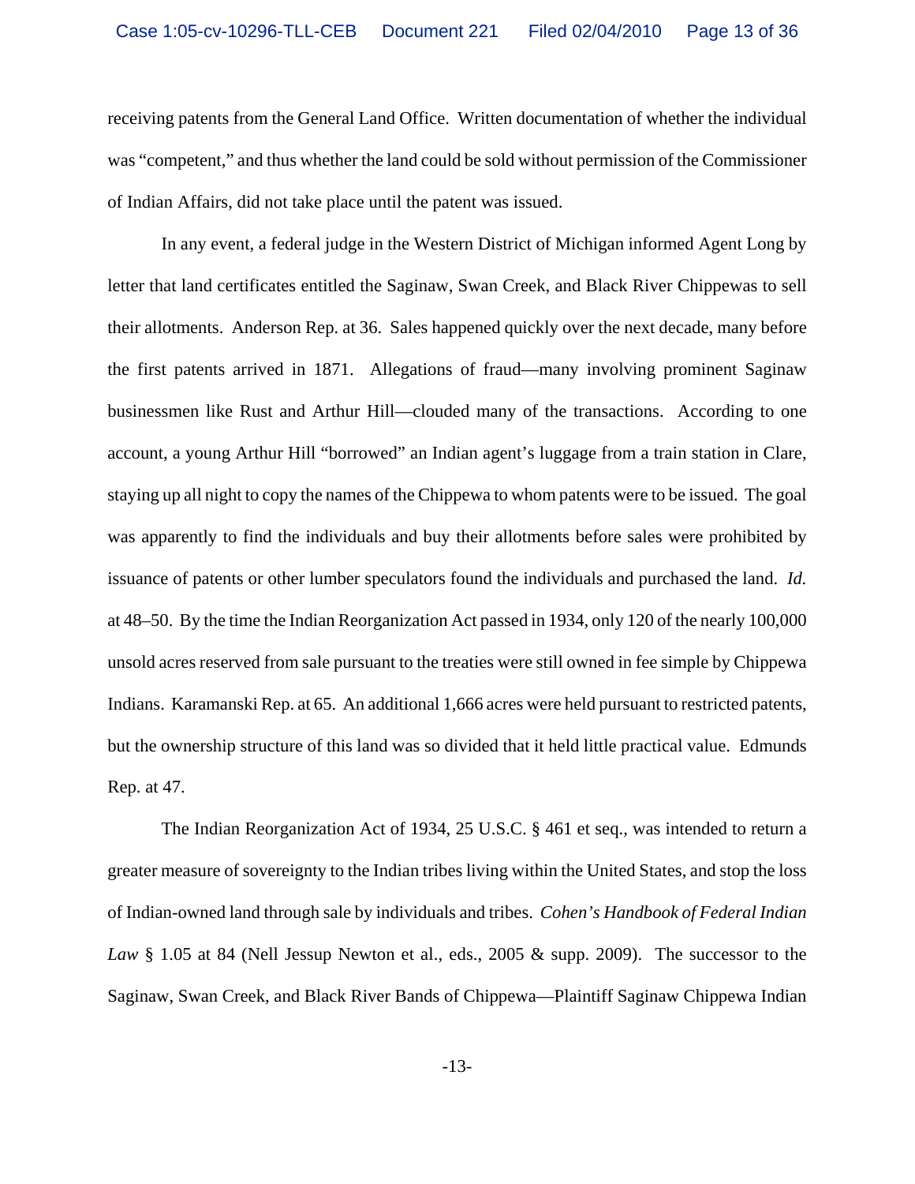receiving patents from the General Land Office. Written documentation of whether the individual was "competent," and thus whether the land could be sold without permission of the Commissioner of Indian Affairs, did not take place until the patent was issued.

In any event, a federal judge in the Western District of Michigan informed Agent Long by letter that land certificates entitled the Saginaw, Swan Creek, and Black River Chippewas to sell their allotments. Anderson Rep. at 36. Sales happened quickly over the next decade, many before the first patents arrived in 1871. Allegations of fraud—many involving prominent Saginaw businessmen like Rust and Arthur Hill—clouded many of the transactions. According to one account, a young Arthur Hill "borrowed" an Indian agent's luggage from a train station in Clare, staying up all night to copy the names of the Chippewa to whom patents were to be issued. The goal was apparently to find the individuals and buy their allotments before sales were prohibited by issuance of patents or other lumber speculators found the individuals and purchased the land. *Id.* at 48–50. By the time the Indian Reorganization Act passed in 1934, only 120 of the nearly 100,000 unsold acres reserved from sale pursuant to the treaties were still owned in fee simple by Chippewa Indians. Karamanski Rep. at 65. An additional 1,666 acres were held pursuant to restricted patents, but the ownership structure of this land was so divided that it held little practical value. Edmunds Rep. at 47.

The Indian Reorganization Act of 1934, 25 U.S.C. § 461 et seq., was intended to return a greater measure of sovereignty to the Indian tribes living within the United States, and stop the loss of Indian-owned land through sale by individuals and tribes. *Cohen's Handbook of Federal Indian Law* § 1.05 at 84 (Nell Jessup Newton et al., eds., 2005 & supp. 2009). The successor to the Saginaw, Swan Creek, and Black River Bands of Chippewa—Plaintiff Saginaw Chippewa Indian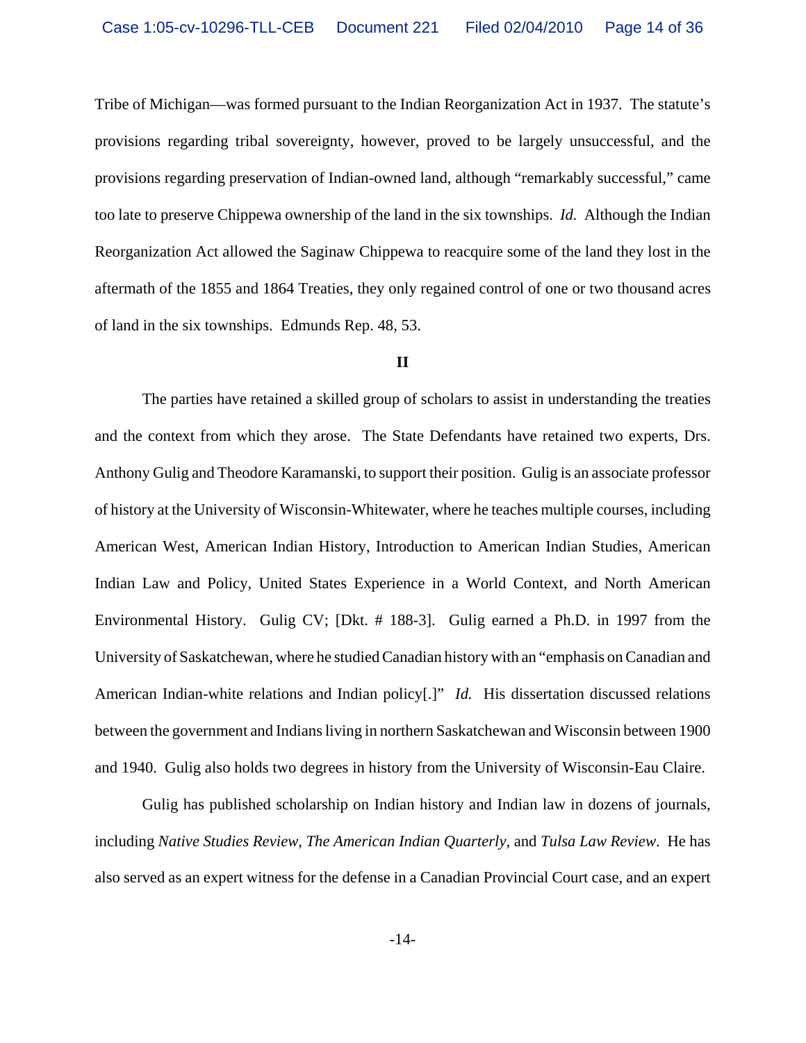Tribe of Michigan—was formed pursuant to the Indian Reorganization Act in 1937. The statute's provisions regarding tribal sovereignty, however, proved to be largely unsuccessful, and the provisions regarding preservation of Indian-owned land, although "remarkably successful," came too late to preserve Chippewa ownership of the land in the six townships. *Id.* Although the Indian Reorganization Act allowed the Saginaw Chippewa to reacquire some of the land they lost in the aftermath of the 1855 and 1864 Treaties, they only regained control of one or two thousand acres of land in the six townships. Edmunds Rep. 48, 53.

**II**

The parties have retained a skilled group of scholars to assist in understanding the treaties and the context from which they arose. The State Defendants have retained two experts, Drs. Anthony Gulig and Theodore Karamanski, to support their position. Gulig is an associate professor of history at the University of Wisconsin-Whitewater, where he teaches multiple courses, including American West, American Indian History, Introduction to American Indian Studies, American Indian Law and Policy, United States Experience in a World Context, and North American Environmental History. Gulig CV; [Dkt. # 188-3]. Gulig earned a Ph.D. in 1997 from the University of Saskatchewan, where he studied Canadian history with an "emphasis on Canadian and American Indian-white relations and Indian policy[.]" *Id.* His dissertation discussed relations between the government and Indians living in northern Saskatchewan and Wisconsin between 1900 and 1940. Gulig also holds two degrees in history from the University of Wisconsin-Eau Claire.

Gulig has published scholarship on Indian history and Indian law in dozens of journals, including *Native Studies Review*, *The American Indian Quarterly*, and *Tulsa Law Review*. He has also served as an expert witness for the defense in a Canadian Provincial Court case, and an expert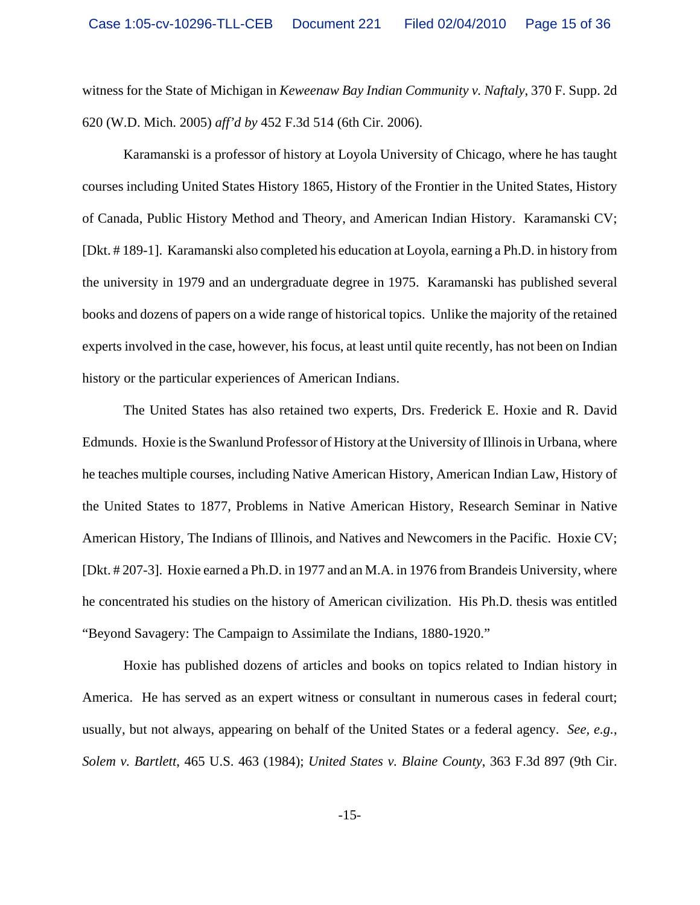witness for the State of Michigan in *Keweenaw Bay Indian Community v. Naftaly*, 370 F. Supp. 2d 620 (W.D. Mich. 2005) *aff'd by* 452 F.3d 514 (6th Cir. 2006).

Karamanski is a professor of history at Loyola University of Chicago, where he has taught courses including United States History 1865, History of the Frontier in the United States, History of Canada, Public History Method and Theory, and American Indian History. Karamanski CV; [Dkt. # 189-1]. Karamanski also completed his education at Loyola, earning a Ph.D. in history from the university in 1979 and an undergraduate degree in 1975. Karamanski has published several books and dozens of papers on a wide range of historical topics. Unlike the majority of the retained experts involved in the case, however, his focus, at least until quite recently, has not been on Indian history or the particular experiences of American Indians.

The United States has also retained two experts, Drs. Frederick E. Hoxie and R. David Edmunds. Hoxie is the Swanlund Professor of History at the University of Illinois in Urbana, where he teaches multiple courses, including Native American History, American Indian Law, History of the United States to 1877, Problems in Native American History, Research Seminar in Native American History, The Indians of Illinois, and Natives and Newcomers in the Pacific. Hoxie CV; [Dkt. # 207-3]. Hoxie earned a Ph.D. in 1977 and an M.A. in 1976 from Brandeis University, where he concentrated his studies on the history of American civilization. His Ph.D. thesis was entitled "Beyond Savagery: The Campaign to Assimilate the Indians, 1880-1920."

Hoxie has published dozens of articles and books on topics related to Indian history in America. He has served as an expert witness or consultant in numerous cases in federal court; usually, but not always, appearing on behalf of the United States or a federal agency. *See, e.g.*, *Solem v. Bartlett*, 465 U.S. 463 (1984); *United States v. Blaine County*, 363 F.3d 897 (9th Cir.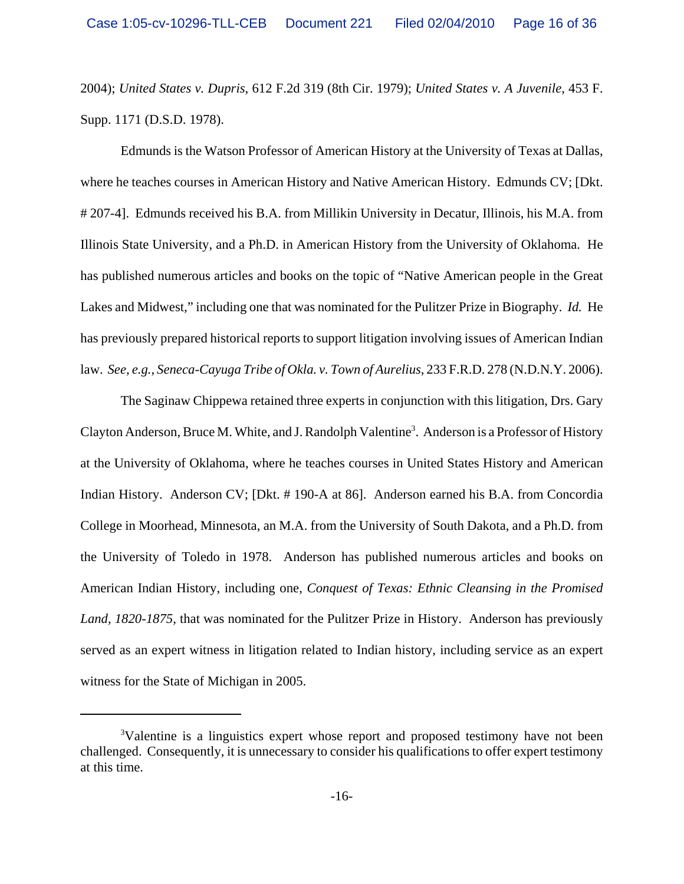2004); *United States v. Dupris*, 612 F.2d 319 (8th Cir. 1979); *United States v. A Juvenile*, 453 F. Supp. 1171 (D.S.D. 1978).

Edmunds is the Watson Professor of American History at the University of Texas at Dallas, where he teaches courses in American History and Native American History. Edmunds CV; [Dkt. # 207-4]. Edmunds received his B.A. from Millikin University in Decatur, Illinois, his M.A. from Illinois State University, and a Ph.D. in American History from the University of Oklahoma. He has published numerous articles and books on the topic of "Native American people in the Great Lakes and Midwest," including one that was nominated for the Pulitzer Prize in Biography. *Id.* He has previously prepared historical reports to support litigation involving issues of American Indian law. *See, e.g.*, *Seneca-Cayuga Tribe of Okla. v. Town of Aurelius*, 233 F.R.D. 278 (N.D.N.Y. 2006).

The Saginaw Chippewa retained three experts in conjunction with this litigation, Drs. Gary Clayton Anderson, Bruce M. White, and J. Randolph Valentine[3]. Anderson is a Professor of History at the University of Oklahoma, where he teaches courses in United States History and American Indian History. Anderson CV; [Dkt. # 190-A at 86]. Anderson earned his B.A. from Concordia College in Moorhead, Minnesota, an M.A. from the University of South Dakota, and a Ph.D. from the University of Toledo in 1978. Anderson has published numerous articles and books on American Indian History, including one, *Conquest of Texas: Ethnic Cleansing in the Promised Land, 1820-1875*, that was nominated for the Pulitzer Prize in History. Anderson has previously served as an expert witness in litigation related to Indian history, including service as an expert witness for the State of Michigan in 2005.

---

[3]Valentine is a linguistics expert whose report and proposed testimony have not been challenged. Consequently, it is unnecessary to consider his qualifications to offer expert testimony at this time.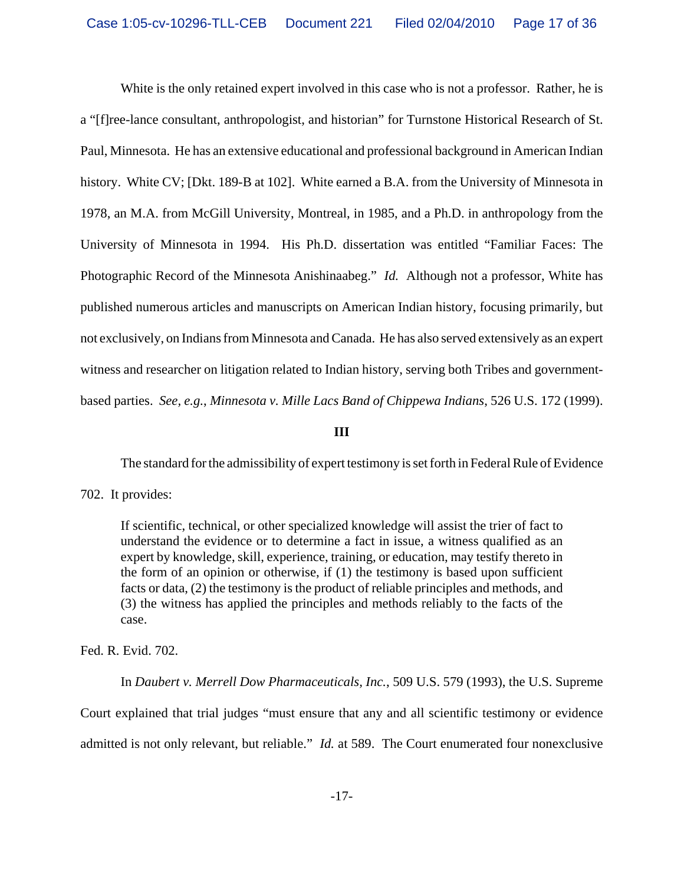White is the only retained expert involved in this case who is not a professor. Rather, he is a "[f]ree-lance consultant, anthropologist, and historian" for Turnstone Historical Research of St. Paul, Minnesota. He has an extensive educational and professional background in American Indian history. White CV; [Dkt. 189-B at 102]. White earned a B.A. from the University of Minnesota in 1978, an M.A. from McGill University, Montreal, in 1985, and a Ph.D. in anthropology from the University of Minnesota in 1994. His Ph.D. dissertation was entitled "Familiar Faces: The Photographic Record of the Minnesota Anishinaabeg." *Id.* Although not a professor, White has published numerous articles and manuscripts on American Indian history, focusing primarily, but not exclusively, on Indians from Minnesota and Canada. He has also served extensively as an expert witness and researcher on litigation related to Indian history, serving both Tribes and government-based parties. *See, e.g.*, *Minnesota v. Mille Lacs Band of Chippewa Indians*, 526 U.S. 172 (1999).

**III**

The standard for the admissibility of expert testimony is set forth in Federal Rule of Evidence 702. It provides:

> If scientific, technical, or other specialized knowledge will assist the trier of fact to understand the evidence or to determine a fact in issue, a witness qualified as an expert by knowledge, skill, experience, training, or education, may testify thereto in the form of an opinion or otherwise, if (1) the testimony is based upon sufficient facts or data, (2) the testimony is the product of reliable principles and methods, and (3) the witness has applied the principles and methods reliably to the facts of the case.

Fed. R. Evid. 702.

In *Daubert v. Merrell Dow Pharmaceuticals, Inc.*, 509 U.S. 579 (1993), the U.S. Supreme Court explained that trial judges "must ensure that any and all scientific testimony or evidence admitted is not only relevant, but reliable." *Id.* at 589. The Court enumerated four nonexclusive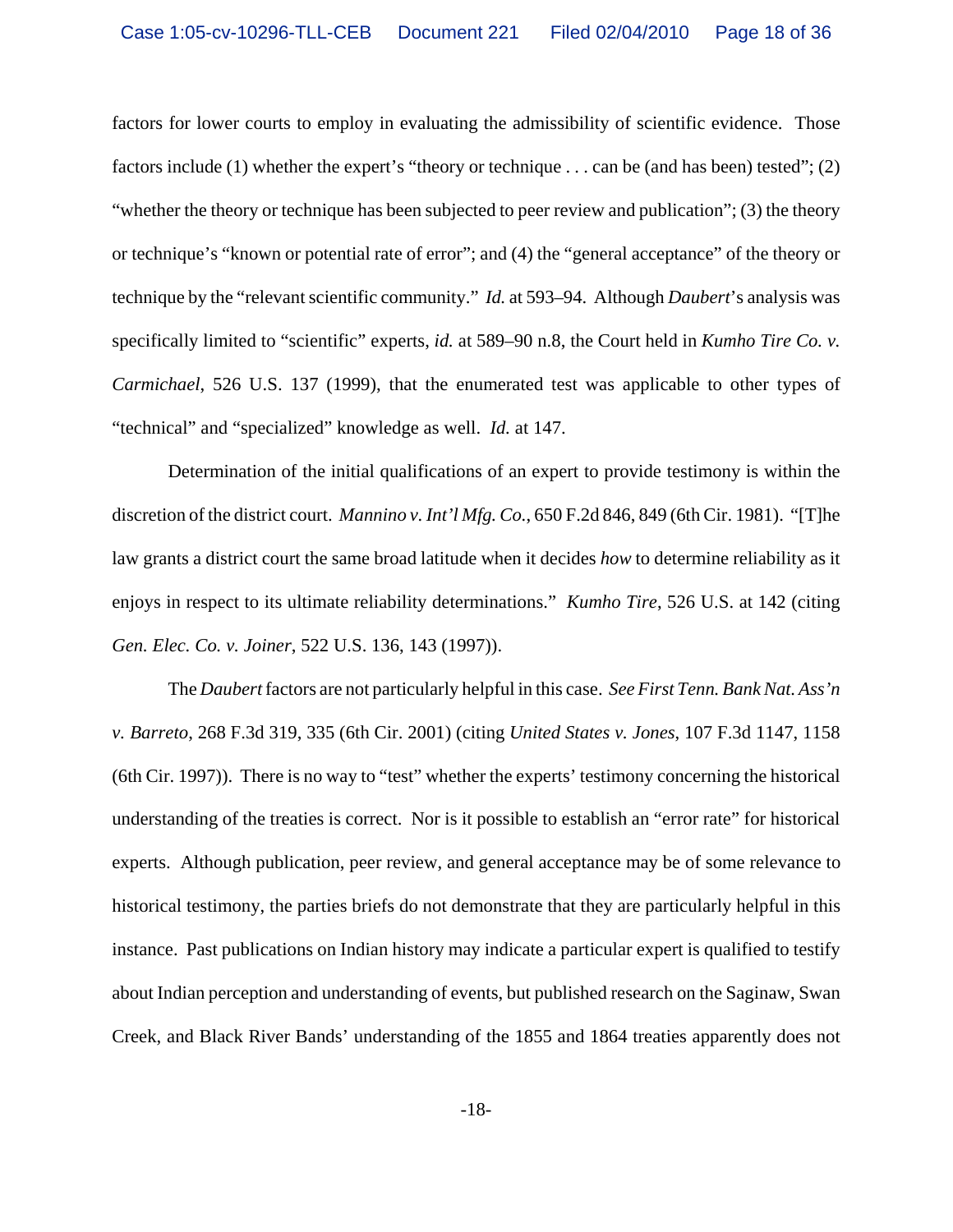factors for lower courts to employ in evaluating the admissibility of scientific evidence. Those factors include (1) whether the expert's "theory or technique . . . can be (and has been) tested"; (2) "whether the theory or technique has been subjected to peer review and publication"; (3) the theory or technique's "known or potential rate of error"; and (4) the "general acceptance" of the theory or technique by the "relevant scientific community." *Id.* at 593–94. Although *Daubert*'s analysis was specifically limited to "scientific" experts, *id.* at 589–90 n.8, the Court held in *Kumho Tire Co. v. Carmichael*, 526 U.S. 137 (1999), that the enumerated test was applicable to other types of "technical" and "specialized" knowledge as well. *Id.* at 147.

Determination of the initial qualifications of an expert to provide testimony is within the discretion of the district court. *Mannino v. Int'l Mfg. Co.*, 650 F.2d 846, 849 (6th Cir. 1981). "[T]he law grants a district court the same broad latitude when it decides *how* to determine reliability as it enjoys in respect to its ultimate reliability determinations." *Kumho Tire*, 526 U.S. at 142 (citing *Gen. Elec. Co. v. Joiner*, 522 U.S. 136, 143 (1997)).

The *Daubert* factors are not particularly helpful in this case. *See First Tenn. Bank Nat. Ass'n v. Barreto*, 268 F.3d 319, 335 (6th Cir. 2001) (citing *United States v. Jones*, 107 F.3d 1147, 1158 (6th Cir. 1997)). There is no way to "test" whether the experts' testimony concerning the historical understanding of the treaties is correct. Nor is it possible to establish an "error rate" for historical experts. Although publication, peer review, and general acceptance may be of some relevance to historical testimony, the parties briefs do not demonstrate that they are particularly helpful in this instance. Past publications on Indian history may indicate a particular expert is qualified to testify about Indian perception and understanding of events, but published research on the Saginaw, Swan Creek, and Black River Bands' understanding of the 1855 and 1864 treaties apparently does not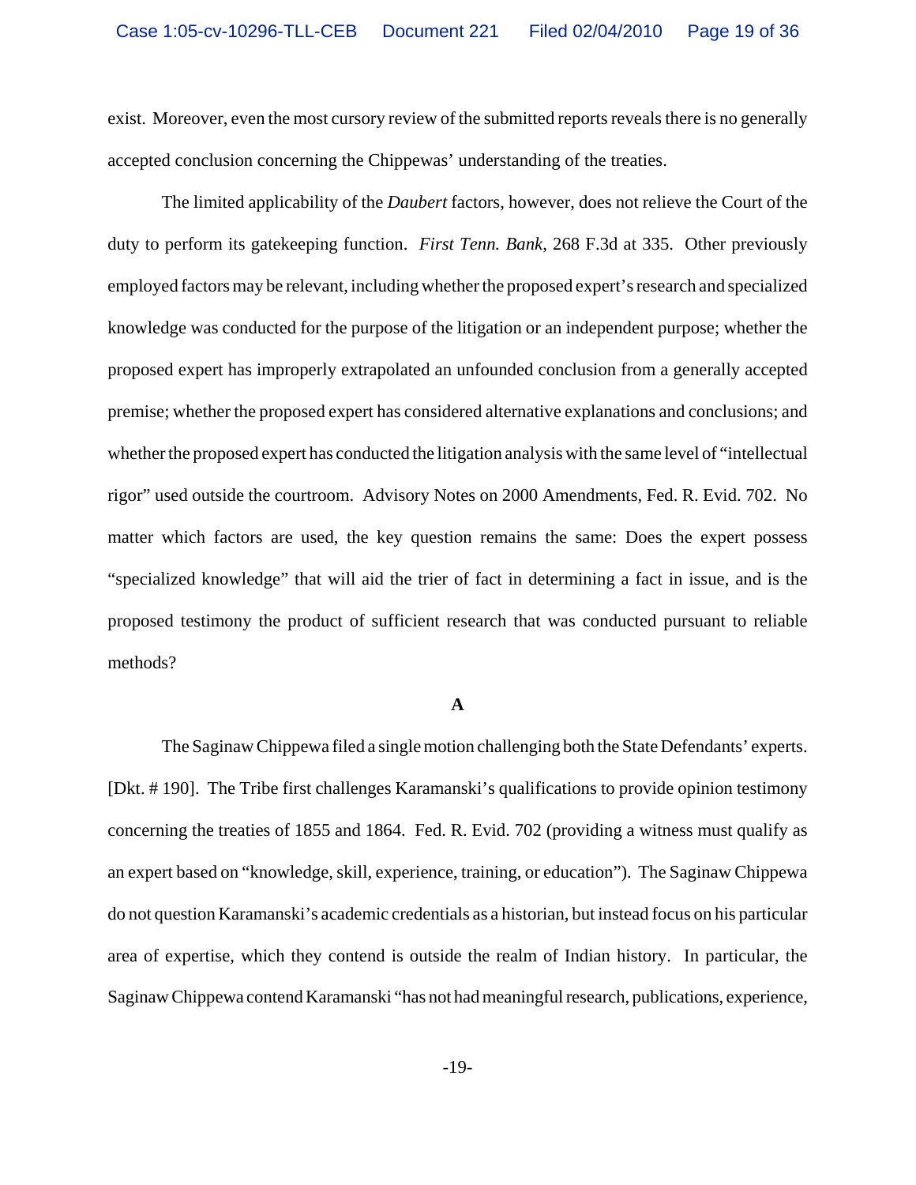exist. Moreover, even the most cursory review of the submitted reports reveals there is no generally accepted conclusion concerning the Chippewas' understanding of the treaties.

The limited applicability of the *Daubert* factors, however, does not relieve the Court of the duty to perform its gatekeeping function. *First Tenn. Bank*, 268 F.3d at 335. Other previously employed factors may be relevant, including whether the proposed expert's research and specialized knowledge was conducted for the purpose of the litigation or an independent purpose; whether the proposed expert has improperly extrapolated an unfounded conclusion from a generally accepted premise; whether the proposed expert has considered alternative explanations and conclusions; and whether the proposed expert has conducted the litigation analysis with the same level of "intellectual rigor" used outside the courtroom. Advisory Notes on 2000 Amendments, Fed. R. Evid. 702. No matter which factors are used, the key question remains the same: Does the expert possess "specialized knowledge" that will aid the trier of fact in determining a fact in issue, and is the proposed testimony the product of sufficient research that was conducted pursuant to reliable methods?

**A**

The Saginaw Chippewa filed a single motion challenging both the State Defendants' experts. [Dkt. # 190]. The Tribe first challenges Karamanski's qualifications to provide opinion testimony concerning the treaties of 1855 and 1864. Fed. R. Evid. 702 (providing a witness must qualify as an expert based on "knowledge, skill, experience, training, or education"). The Saginaw Chippewa do not question Karamanski's academic credentials as a historian, but instead focus on his particular area of expertise, which they contend is outside the realm of Indian history. In particular, the Saginaw Chippewa contend Karamanski "has not had meaningful research, publications, experience,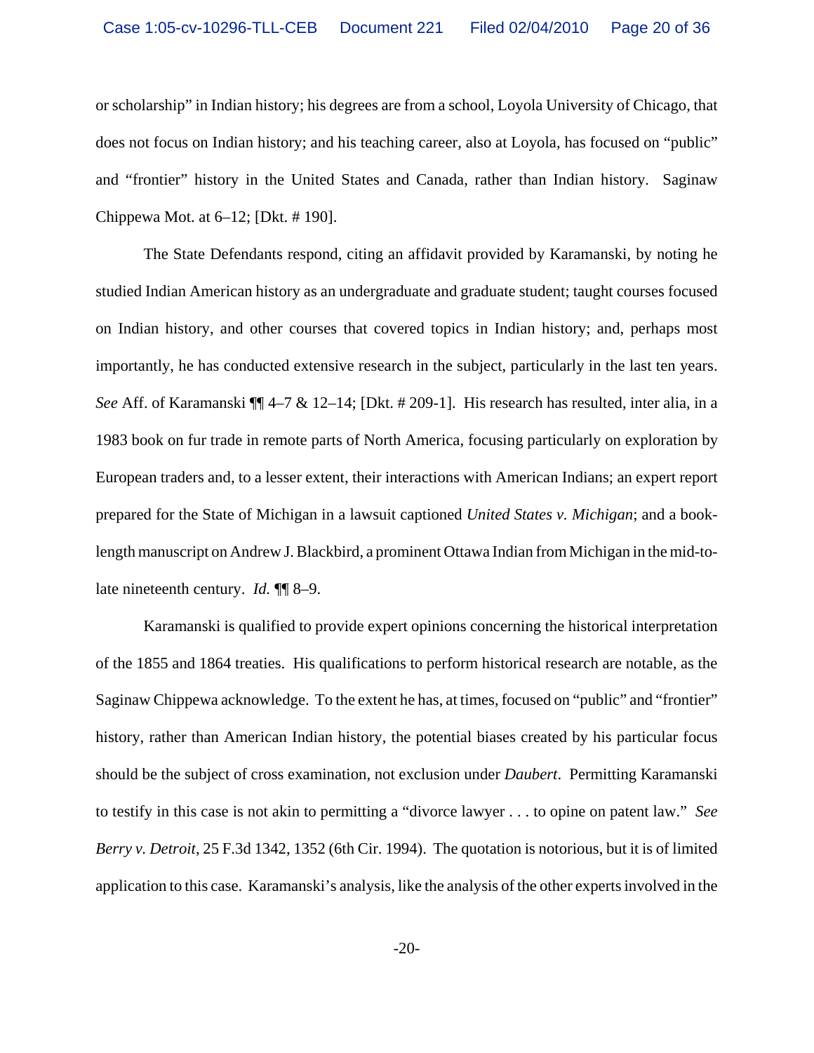or scholarship" in Indian history; his degrees are from a school, Loyola University of Chicago, that does not focus on Indian history; and his teaching career, also at Loyola, has focused on "public" and "frontier" history in the United States and Canada, rather than Indian history. Saginaw Chippewa Mot. at 6–12; [Dkt. # 190].

The State Defendants respond, citing an affidavit provided by Karamanski, by noting he studied Indian American history as an undergraduate and graduate student; taught courses focused on Indian history, and other courses that covered topics in Indian history; and, perhaps most importantly, he has conducted extensive research in the subject, particularly in the last ten years. *See* Aff. of Karamanski ¶¶ 4–7 & 12–14; [Dkt. # 209-1]. His research has resulted, inter alia, in a 1983 book on fur trade in remote parts of North America, focusing particularly on exploration by European traders and, to a lesser extent, their interactions with American Indians; an expert report prepared for the State of Michigan in a lawsuit captioned *United States v. Michigan*; and a book-length manuscript on Andrew J. Blackbird, a prominent Ottawa Indian from Michigan in the mid-to-late nineteenth century. *Id.* ¶¶ 8–9.

Karamanski is qualified to provide expert opinions concerning the historical interpretation of the 1855 and 1864 treaties. His qualifications to perform historical research are notable, as the Saginaw Chippewa acknowledge. To the extent he has, at times, focused on "public" and "frontier" history, rather than American Indian history, the potential biases created by his particular focus should be the subject of cross examination, not exclusion under *Daubert*. Permitting Karamanski to testify in this case is not akin to permitting a "divorce lawyer . . . to opine on patent law." *See Berry v. Detroit*, 25 F.3d 1342, 1352 (6th Cir. 1994). The quotation is notorious, but it is of limited application to this case. Karamanski's analysis, like the analysis of the other experts involved in the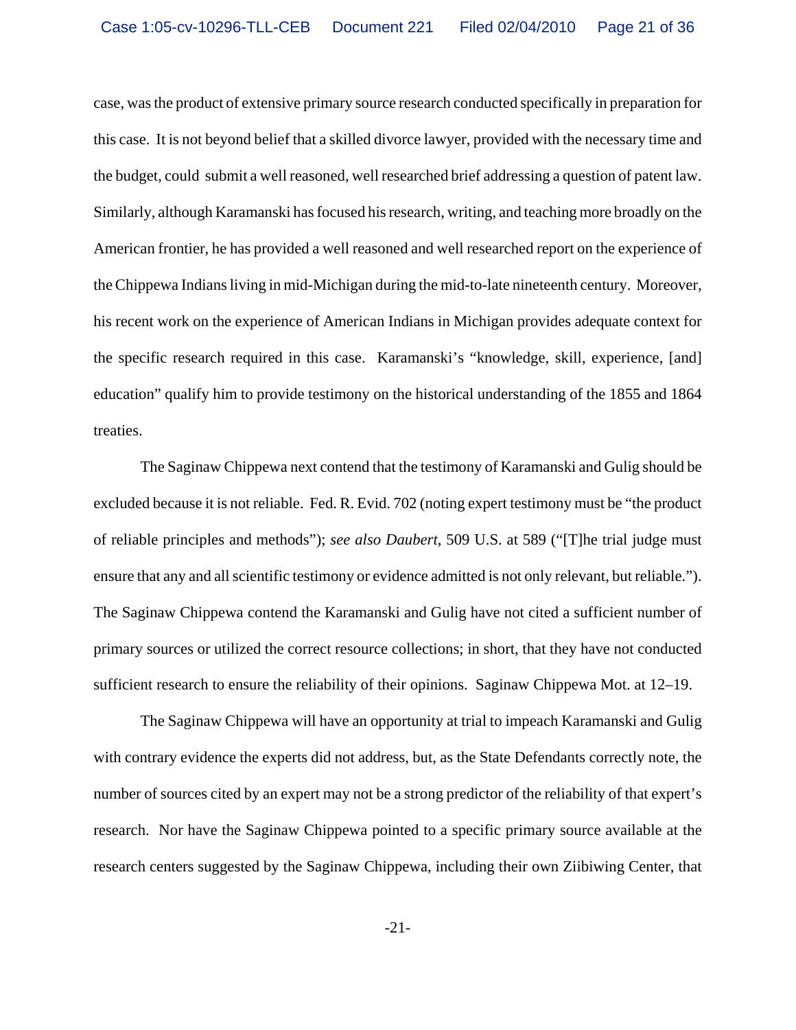case, was the product of extensive primary source research conducted specifically in preparation for this case. It is not beyond belief that a skilled divorce lawyer, provided with the necessary time and the budget, could submit a well reasoned, well researched brief addressing a question of patent law. Similarly, although Karamanski has focused his research, writing, and teaching more broadly on the American frontier, he has provided a well reasoned and well researched report on the experience of the Chippewa Indians living in mid-Michigan during the mid-to-late nineteenth century. Moreover, his recent work on the experience of American Indians in Michigan provides adequate context for the specific research required in this case. Karamanski's "knowledge, skill, experience, [and] education" qualify him to provide testimony on the historical understanding of the 1855 and 1864 treaties.

The Saginaw Chippewa next contend that the testimony of Karamanski and Gulig should be excluded because it is not reliable. Fed. R. Evid. 702 (noting expert testimony must be "the product of reliable principles and methods"); *see also Daubert*, 509 U.S. at 589 ("[T]he trial judge must ensure that any and all scientific testimony or evidence admitted is not only relevant, but reliable."). The Saginaw Chippewa contend the Karamanski and Gulig have not cited a sufficient number of primary sources or utilized the correct resource collections; in short, that they have not conducted sufficient research to ensure the reliability of their opinions. Saginaw Chippewa Mot. at 12–19.

The Saginaw Chippewa will have an opportunity at trial to impeach Karamanski and Gulig with contrary evidence the experts did not address, but, as the State Defendants correctly note, the number of sources cited by an expert may not be a strong predictor of the reliability of that expert's research. Nor have the Saginaw Chippewa pointed to a specific primary source available at the research centers suggested by the Saginaw Chippewa, including their own Ziibiwing Center, that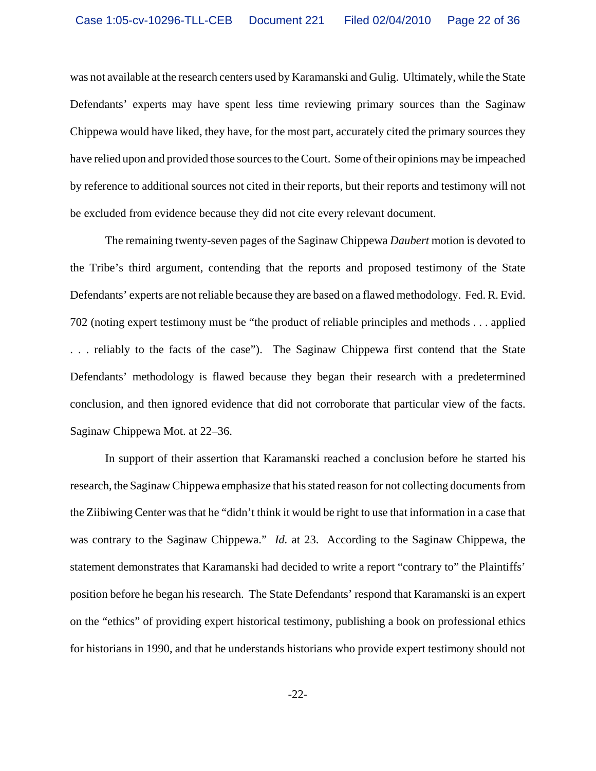was not available at the research centers used by Karamanski and Gulig. Ultimately, while the State Defendants' experts may have spent less time reviewing primary sources than the Saginaw Chippewa would have liked, they have, for the most part, accurately cited the primary sources they have relied upon and provided those sources to the Court. Some of their opinions may be impeached by reference to additional sources not cited in their reports, but their reports and testimony will not be excluded from evidence because they did not cite every relevant document.

The remaining twenty-seven pages of the Saginaw Chippewa *Daubert* motion is devoted to the Tribe's third argument, contending that the reports and proposed testimony of the State Defendants' experts are not reliable because they are based on a flawed methodology. Fed. R. Evid. 702 (noting expert testimony must be "the product of reliable principles and methods . . . applied . . . reliably to the facts of the case"). The Saginaw Chippewa first contend that the State Defendants' methodology is flawed because they began their research with a predetermined conclusion, and then ignored evidence that did not corroborate that particular view of the facts. Saginaw Chippewa Mot. at 22–36.

In support of their assertion that Karamanski reached a conclusion before he started his research, the Saginaw Chippewa emphasize that his stated reason for not collecting documents from the Ziibiwing Center was that he "didn't think it would be right to use that information in a case that was contrary to the Saginaw Chippewa." *Id.* at 23. According to the Saginaw Chippewa, the statement demonstrates that Karamanski had decided to write a report "contrary to" the Plaintiffs' position before he began his research. The State Defendants' respond that Karamanski is an expert on the "ethics" of providing expert historical testimony, publishing a book on professional ethics for historians in 1990, and that he understands historians who provide expert testimony should not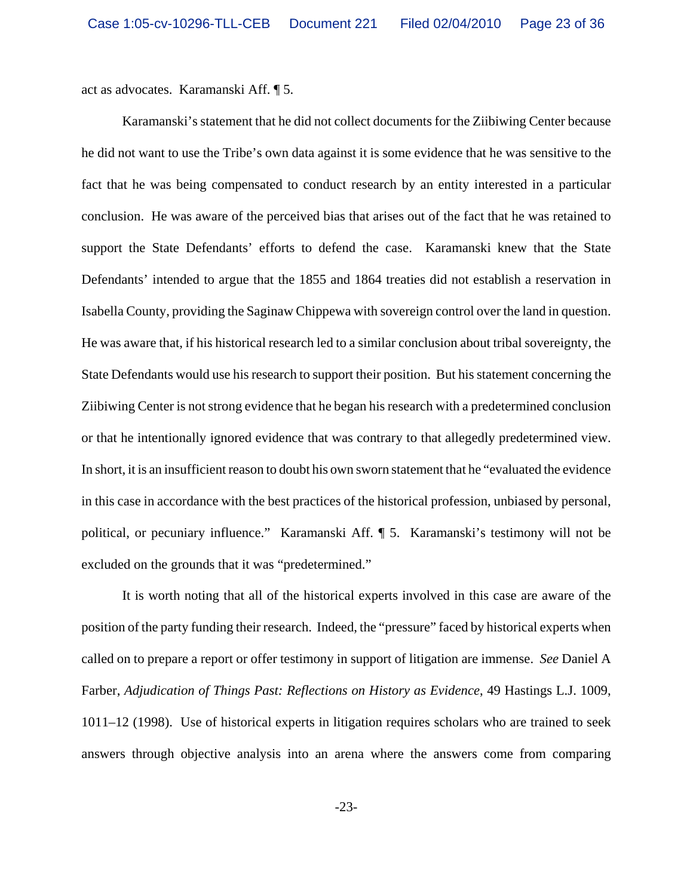act as advocates. Karamanski Aff. ¶ 5.

Karamanski's statement that he did not collect documents for the Ziibiwing Center because he did not want to use the Tribe's own data against it is some evidence that he was sensitive to the fact that he was being compensated to conduct research by an entity interested in a particular conclusion. He was aware of the perceived bias that arises out of the fact that he was retained to support the State Defendants' efforts to defend the case. Karamanski knew that the State Defendants' intended to argue that the 1855 and 1864 treaties did not establish a reservation in Isabella County, providing the Saginaw Chippewa with sovereign control over the land in question. He was aware that, if his historical research led to a similar conclusion about tribal sovereignty, the State Defendants would use his research to support their position. But his statement concerning the Ziibiwing Center is not strong evidence that he began his research with a predetermined conclusion or that he intentionally ignored evidence that was contrary to that allegedly predetermined view. In short, it is an insufficient reason to doubt his own sworn statement that he "evaluated the evidence in this case in accordance with the best practices of the historical profession, unbiased by personal, political, or pecuniary influence." Karamanski Aff. ¶ 5. Karamanski's testimony will not be excluded on the grounds that it was "predetermined."

It is worth noting that all of the historical experts involved in this case are aware of the position of the party funding their research. Indeed, the "pressure" faced by historical experts when called on to prepare a report or offer testimony in support of litigation are immense. *See* Daniel A Farber, *Adjudication of Things Past: Reflections on History as Evidence*, 49 Hastings L.J. 1009, 1011–12 (1998). Use of historical experts in litigation requires scholars who are trained to seek answers through objective analysis into an arena where the answers come from comparing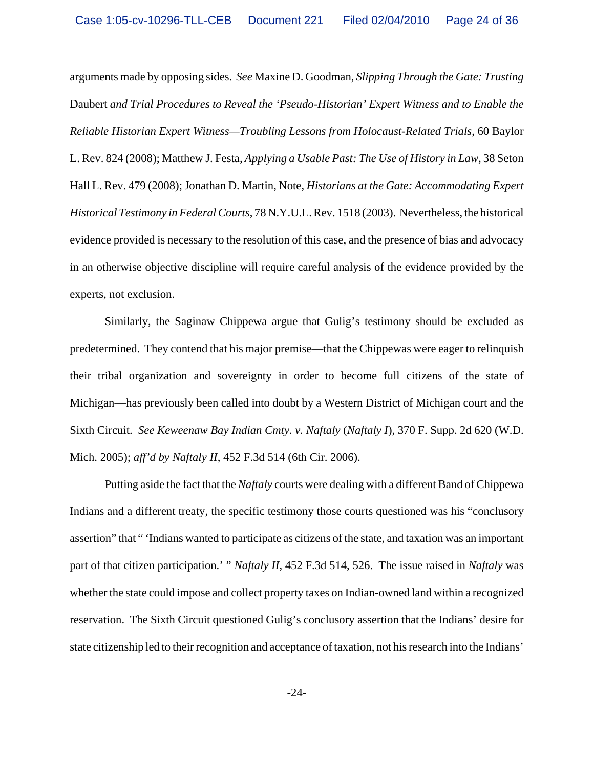arguments made by opposing sides. *See* Maxine D. Goodman, *Slipping Through the Gate: Trusting* Daubert *and Trial Procedures to Reveal the 'Pseudo-Historian' Expert Witness and to Enable the Reliable Historian Expert Witness—Troubling Lessons from Holocaust-Related Trials*, 60 Baylor L. Rev. 824 (2008); Matthew J. Festa, *Applying a Usable Past: The Use of History in Law*, 38 Seton Hall L. Rev. 479 (2008); Jonathan D. Martin, Note, *Historians at the Gate: Accommodating Expert Historical Testimony in Federal Courts*, 78 N.Y.U.L. Rev. 1518 (2003). Nevertheless, the historical evidence provided is necessary to the resolution of this case, and the presence of bias and advocacy in an otherwise objective discipline will require careful analysis of the evidence provided by the experts, not exclusion.

Similarly, the Saginaw Chippewa argue that Gulig's testimony should be excluded as predetermined. They contend that his major premise—that the Chippewas were eager to relinquish their tribal organization and sovereignty in order to become full citizens of the state of Michigan—has previously been called into doubt by a Western District of Michigan court and the Sixth Circuit. *See Keweenaw Bay Indian Cmty. v. Naftaly* (*Naftaly I*), 370 F. Supp. 2d 620 (W.D. Mich. 2005); *aff'd by Naftaly II*, 452 F.3d 514 (6th Cir. 2006).

Putting aside the fact that the *Naftaly* courts were dealing with a different Band of Chippewa Indians and a different treaty, the specific testimony those courts questioned was his "conclusory assertion" that " 'Indians wanted to participate as citizens of the state, and taxation was an important part of that citizen participation.' " *Naftaly II*, 452 F.3d 514, 526. The issue raised in *Naftaly* was whether the state could impose and collect property taxes on Indian-owned land within a recognized reservation. The Sixth Circuit questioned Gulig's conclusory assertion that the Indians' desire for state citizenship led to their recognition and acceptance of taxation, not his research into the Indians'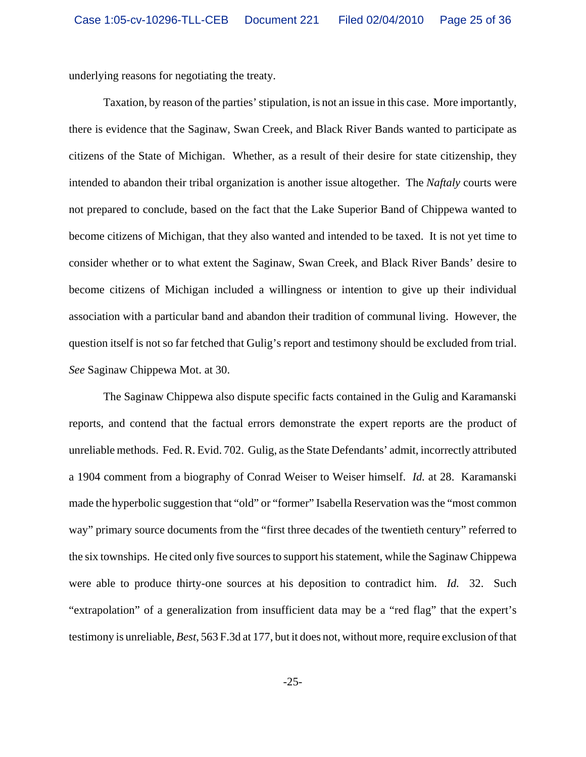underlying reasons for negotiating the treaty.

Taxation, by reason of the parties' stipulation, is not an issue in this case. More importantly, there is evidence that the Saginaw, Swan Creek, and Black River Bands wanted to participate as citizens of the State of Michigan. Whether, as a result of their desire for state citizenship, they intended to abandon their tribal organization is another issue altogether. The *Naftaly* courts were not prepared to conclude, based on the fact that the Lake Superior Band of Chippewa wanted to become citizens of Michigan, that they also wanted and intended to be taxed. It is not yet time to consider whether or to what extent the Saginaw, Swan Creek, and Black River Bands' desire to become citizens of Michigan included a willingness or intention to give up their individual association with a particular band and abandon their tradition of communal living. However, the question itself is not so far fetched that Gulig's report and testimony should be excluded from trial. *See* Saginaw Chippewa Mot. at 30.

The Saginaw Chippewa also dispute specific facts contained in the Gulig and Karamanski reports, and contend that the factual errors demonstrate the expert reports are the product of unreliable methods. Fed. R. Evid. 702. Gulig, as the State Defendants' admit, incorrectly attributed a 1904 comment from a biography of Conrad Weiser to Weiser himself. *Id.* at 28. Karamanski made the hyperbolic suggestion that "old" or "former" Isabella Reservation was the "most common way" primary source documents from the "first three decades of the twentieth century" referred to the six townships. He cited only five sources to support his statement, while the Saginaw Chippewa were able to produce thirty-one sources at his deposition to contradict him. *Id.* 32. Such "extrapolation" of a generalization from insufficient data may be a "red flag" that the expert's testimony is unreliable, *Best*, 563 F.3d at 177, but it does not, without more, require exclusion of that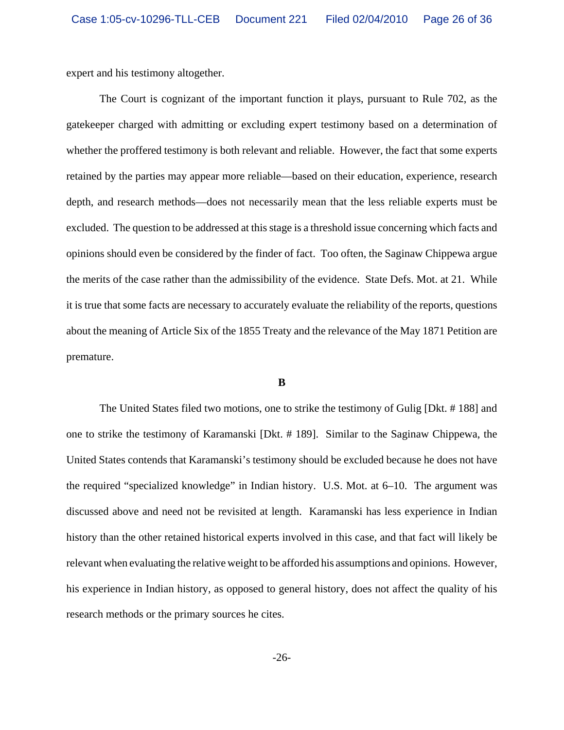expert and his testimony altogether.

The Court is cognizant of the important function it plays, pursuant to Rule 702, as the gatekeeper charged with admitting or excluding expert testimony based on a determination of whether the proffered testimony is both relevant and reliable. However, the fact that some experts retained by the parties may appear more reliable—based on their education, experience, research depth, and research methods—does not necessarily mean that the less reliable experts must be excluded. The question to be addressed at this stage is a threshold issue concerning which facts and opinions should even be considered by the finder of fact. Too often, the Saginaw Chippewa argue the merits of the case rather than the admissibility of the evidence. State Defs. Mot. at 21. While it is true that some facts are necessary to accurately evaluate the reliability of the reports, questions about the meaning of Article Six of the 1855 Treaty and the relevance of the May 1871 Petition are premature.

**B**

The United States filed two motions, one to strike the testimony of Gulig [Dkt. # 188] and one to strike the testimony of Karamanski [Dkt. # 189]. Similar to the Saginaw Chippewa, the United States contends that Karamanski's testimony should be excluded because he does not have the required "specialized knowledge" in Indian history. U.S. Mot. at 6–10. The argument was discussed above and need not be revisited at length. Karamanski has less experience in Indian history than the other retained historical experts involved in this case, and that fact will likely be relevant when evaluating the relative weight to be afforded his assumptions and opinions. However, his experience in Indian history, as opposed to general history, does not affect the quality of his research methods or the primary sources he cites.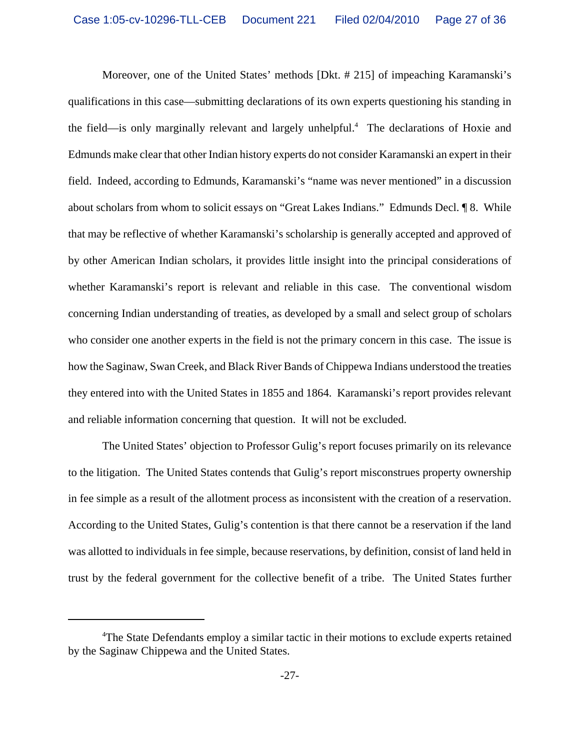Moreover, one of the United States' methods [Dkt. # 215] of impeaching Karamanski's qualifications in this case—submitting declarations of its own experts questioning his standing in the field—is only marginally relevant and largely unhelpful.[4] The declarations of Hoxie and Edmunds make clear that other Indian history experts do not consider Karamanski an expert in their field. Indeed, according to Edmunds, Karamanski's "name was never mentioned" in a discussion about scholars from whom to solicit essays on "Great Lakes Indians." Edmunds Decl. ¶ 8. While that may be reflective of whether Karamanski's scholarship is generally accepted and approved of by other American Indian scholars, it provides little insight into the principal considerations of whether Karamanski's report is relevant and reliable in this case. The conventional wisdom concerning Indian understanding of treaties, as developed by a small and select group of scholars who consider one another experts in the field is not the primary concern in this case. The issue is how the Saginaw, Swan Creek, and Black River Bands of Chippewa Indians understood the treaties they entered into with the United States in 1855 and 1864. Karamanski's report provides relevant and reliable information concerning that question. It will not be excluded.

The United States' objection to Professor Gulig's report focuses primarily on its relevance to the litigation. The United States contends that Gulig's report misconstrues property ownership in fee simple as a result of the allotment process as inconsistent with the creation of a reservation. According to the United States, Gulig's contention is that there cannot be a reservation if the land was allotted to individuals in fee simple, because reservations, by definition, consist of land held in trust by the federal government for the collective benefit of a tribe. The United States further

[4] The State Defendants employ a similar tactic in their motions to exclude experts retained by the Saginaw Chippewa and the United States.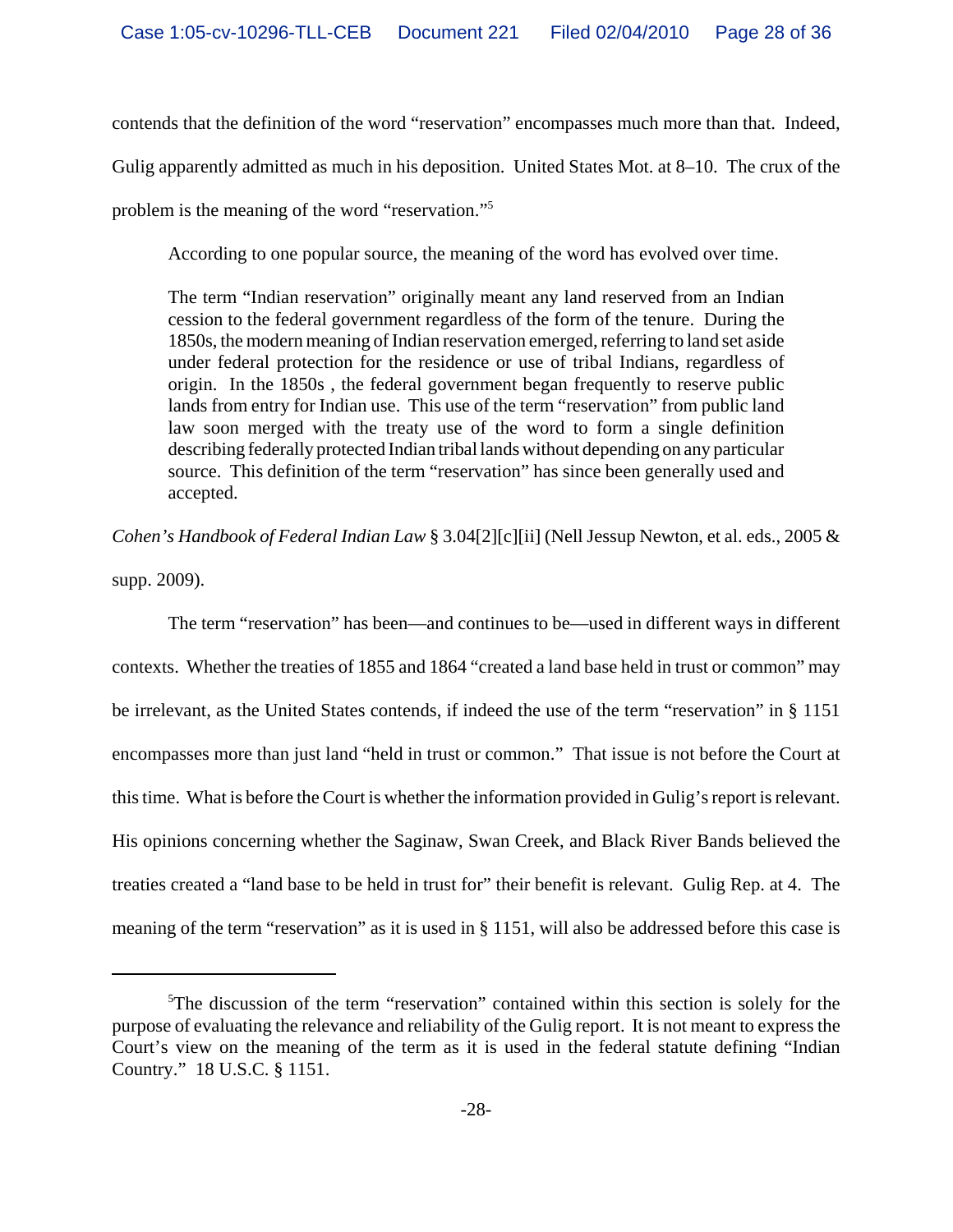contends that the definition of the word "reservation" encompasses much more than that. Indeed, Gulig apparently admitted as much in his deposition. United States Mot. at 8–10. The crux of the problem is the meaning of the word "reservation."[5]

According to one popular source, the meaning of the word has evolved over time.

> The term "Indian reservation" originally meant any land reserved from an Indian cession to the federal government regardless of the form of the tenure. During the 1850s, the modern meaning of Indian reservation emerged, referring to land set aside under federal protection for the residence or use of tribal Indians, regardless of origin. In the 1850s , the federal government began frequently to reserve public lands from entry for Indian use. This use of the term "reservation" from public land law soon merged with the treaty use of the word to form a single definition describing federally protected Indian tribal lands without depending on any particular source. This definition of the term "reservation" has since been generally used and accepted.

*Cohen's Handbook of Federal Indian Law* § 3.04[2][c][ii] (Nell Jessup Newton, et al. eds., 2005 & supp. 2009).

The term "reservation" has been—and continues to be—used in different ways in different contexts. Whether the treaties of 1855 and 1864 "created a land base held in trust or common" may be irrelevant, as the United States contends, if indeed the use of the term "reservation" in § 1151 encompasses more than just land "held in trust or common." That issue is not before the Court at this time. What is before the Court is whether the information provided in Gulig's report is relevant. His opinions concerning whether the Saginaw, Swan Creek, and Black River Bands believed the treaties created a "land base to be held in trust for" their benefit is relevant. Gulig Rep. at 4. The meaning of the term "reservation" as it is used in § 1151, will also be addressed before this case is

---

[5]The discussion of the term "reservation" contained within this section is solely for the purpose of evaluating the relevance and reliability of the Gulig report. It is not meant to express the Court's view on the meaning of the term as it is used in the federal statute defining "Indian Country." 18 U.S.C. § 1151.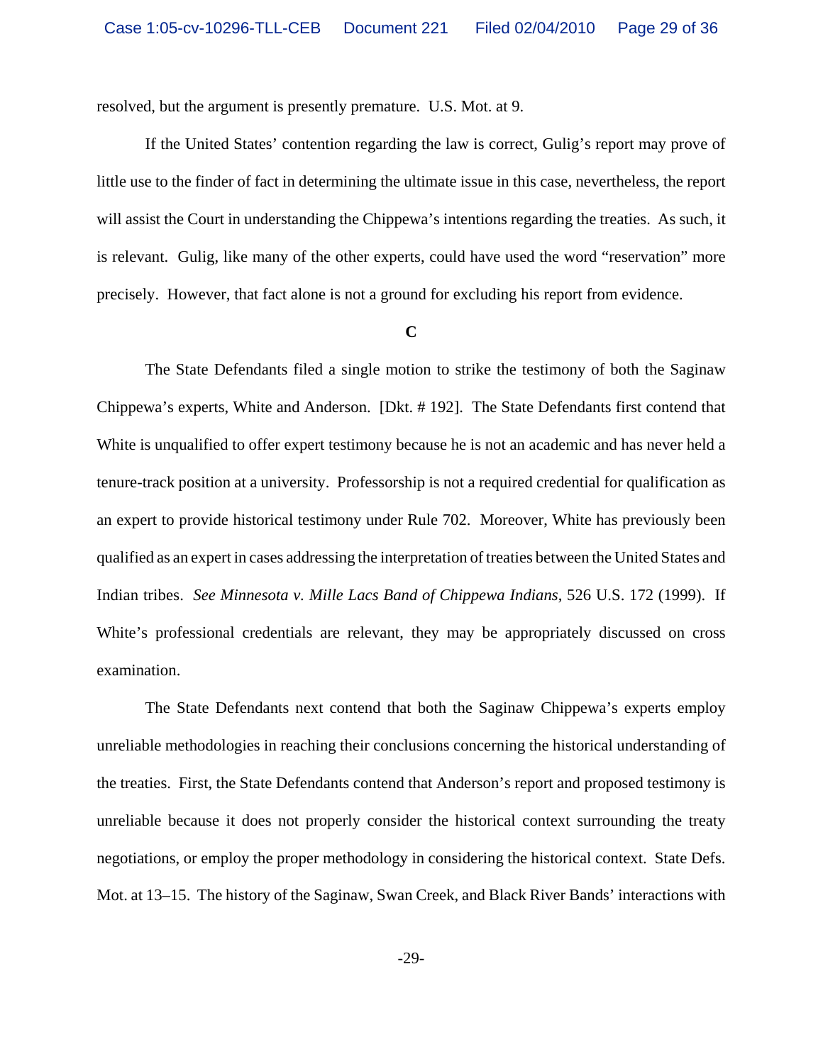resolved, but the argument is presently premature. U.S. Mot. at 9.

If the United States' contention regarding the law is correct, Gulig's report may prove of little use to the finder of fact in determining the ultimate issue in this case, nevertheless, the report will assist the Court in understanding the Chippewa's intentions regarding the treaties. As such, it is relevant. Gulig, like many of the other experts, could have used the word "reservation" more precisely. However, that fact alone is not a ground for excluding his report from evidence.

**C**

The State Defendants filed a single motion to strike the testimony of both the Saginaw Chippewa's experts, White and Anderson. [Dkt. # 192]. The State Defendants first contend that White is unqualified to offer expert testimony because he is not an academic and has never held a tenure-track position at a university. Professorship is not a required credential for qualification as an expert to provide historical testimony under Rule 702. Moreover, White has previously been qualified as an expert in cases addressing the interpretation of treaties between the United States and Indian tribes. *See Minnesota v. Mille Lacs Band of Chippewa Indians*, 526 U.S. 172 (1999). If White's professional credentials are relevant, they may be appropriately discussed on cross examination.

The State Defendants next contend that both the Saginaw Chippewa's experts employ unreliable methodologies in reaching their conclusions concerning the historical understanding of the treaties. First, the State Defendants contend that Anderson's report and proposed testimony is unreliable because it does not properly consider the historical context surrounding the treaty negotiations, or employ the proper methodology in considering the historical context. State Defs. Mot. at 13–15. The history of the Saginaw, Swan Creek, and Black River Bands' interactions with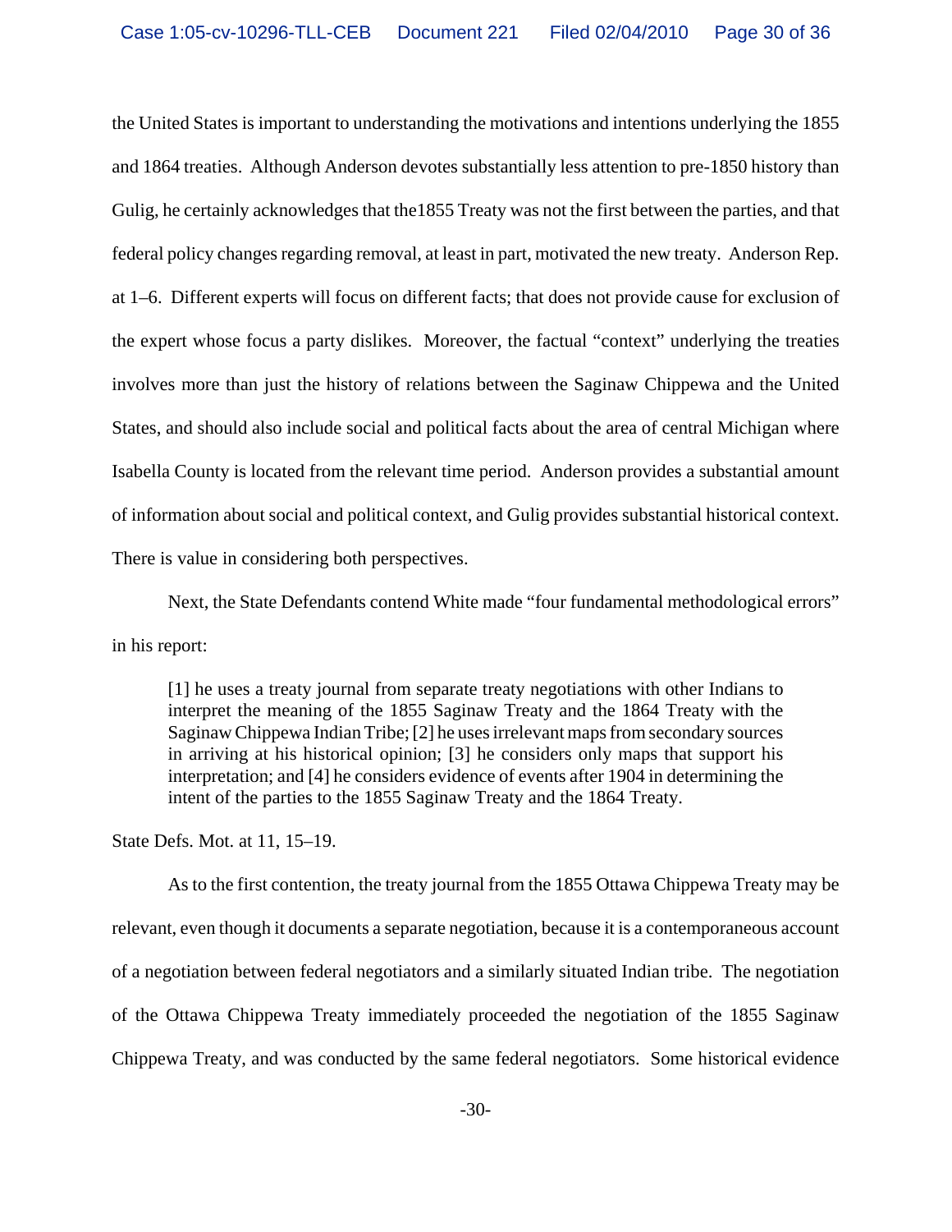the United States is important to understanding the motivations and intentions underlying the 1855 and 1864 treaties. Although Anderson devotes substantially less attention to pre-1850 history than Gulig, he certainly acknowledges that the1855 Treaty was not the first between the parties, and that federal policy changes regarding removal, at least in part, motivated the new treaty. Anderson Rep. at 1–6. Different experts will focus on different facts; that does not provide cause for exclusion of the expert whose focus a party dislikes. Moreover, the factual "context" underlying the treaties involves more than just the history of relations between the Saginaw Chippewa and the United States, and should also include social and political facts about the area of central Michigan where Isabella County is located from the relevant time period. Anderson provides a substantial amount of information about social and political context, and Gulig provides substantial historical context. There is value in considering both perspectives.

Next, the State Defendants contend White made "four fundamental methodological errors" in his report:

> [1] he uses a treaty journal from separate treaty negotiations with other Indians to interpret the meaning of the 1855 Saginaw Treaty and the 1864 Treaty with the Saginaw Chippewa Indian Tribe; [2] he uses irrelevant maps from secondary sources in arriving at his historical opinion; [3] he considers only maps that support his interpretation; and [4] he considers evidence of events after 1904 in determining the intent of the parties to the 1855 Saginaw Treaty and the 1864 Treaty.

State Defs. Mot. at 11, 15–19.

As to the first contention, the treaty journal from the 1855 Ottawa Chippewa Treaty may be relevant, even though it documents a separate negotiation, because it is a contemporaneous account of a negotiation between federal negotiators and a similarly situated Indian tribe. The negotiation of the Ottawa Chippewa Treaty immediately proceeded the negotiation of the 1855 Saginaw Chippewa Treaty, and was conducted by the same federal negotiators. Some historical evidence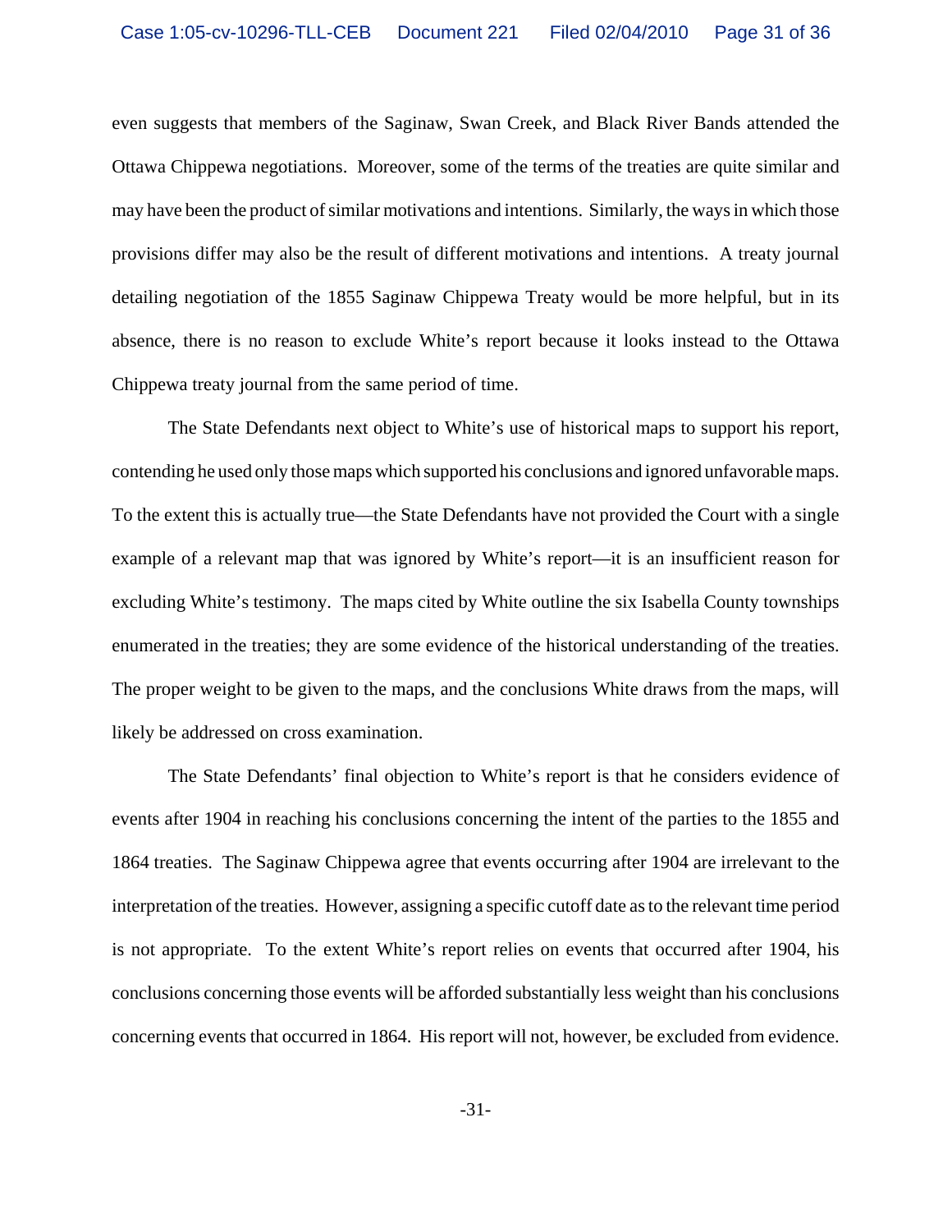even suggests that members of the Saginaw, Swan Creek, and Black River Bands attended the Ottawa Chippewa negotiations. Moreover, some of the terms of the treaties are quite similar and may have been the product of similar motivations and intentions. Similarly, the ways in which those provisions differ may also be the result of different motivations and intentions. A treaty journal detailing negotiation of the 1855 Saginaw Chippewa Treaty would be more helpful, but in its absence, there is no reason to exclude White's report because it looks instead to the Ottawa Chippewa treaty journal from the same period of time.

The State Defendants next object to White's use of historical maps to support his report, contending he used only those maps which supported his conclusions and ignored unfavorable maps. To the extent this is actually true—the State Defendants have not provided the Court with a single example of a relevant map that was ignored by White's report—it is an insufficient reason for excluding White's testimony. The maps cited by White outline the six Isabella County townships enumerated in the treaties; they are some evidence of the historical understanding of the treaties. The proper weight to be given to the maps, and the conclusions White draws from the maps, will likely be addressed on cross examination.

The State Defendants' final objection to White's report is that he considers evidence of events after 1904 in reaching his conclusions concerning the intent of the parties to the 1855 and 1864 treaties. The Saginaw Chippewa agree that events occurring after 1904 are irrelevant to the interpretation of the treaties. However, assigning a specific cutoff date as to the relevant time period is not appropriate. To the extent White's report relies on events that occurred after 1904, his conclusions concerning those events will be afforded substantially less weight than his conclusions concerning events that occurred in 1864. His report will not, however, be excluded from evidence.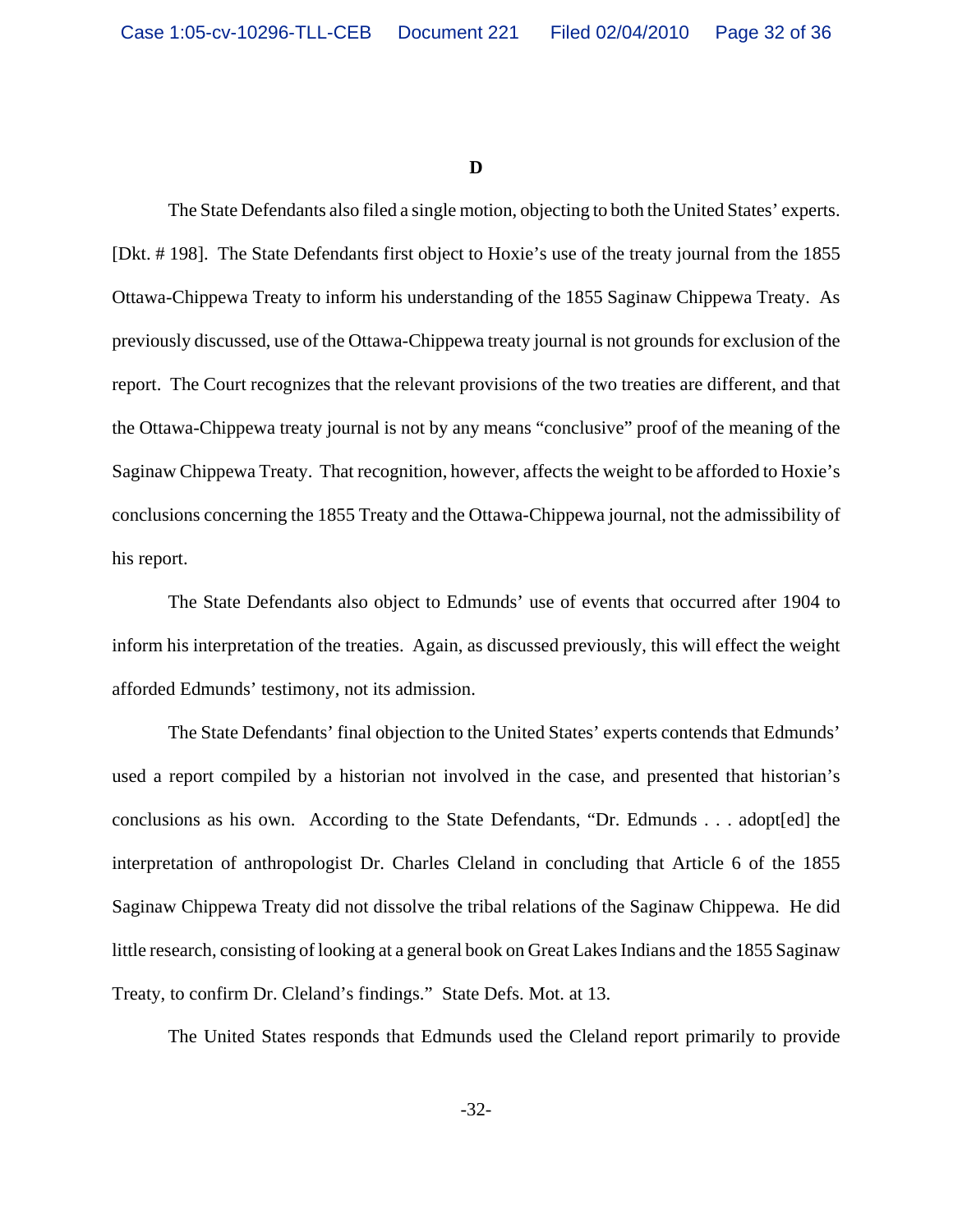**D**

The State Defendants also filed a single motion, objecting to both the United States' experts. [Dkt. # 198]. The State Defendants first object to Hoxie's use of the treaty journal from the 1855 Ottawa-Chippewa Treaty to inform his understanding of the 1855 Saginaw Chippewa Treaty. As previously discussed, use of the Ottawa-Chippewa treaty journal is not grounds for exclusion of the report. The Court recognizes that the relevant provisions of the two treaties are different, and that the Ottawa-Chippewa treaty journal is not by any means "conclusive" proof of the meaning of the Saginaw Chippewa Treaty. That recognition, however, affects the weight to be afforded to Hoxie's conclusions concerning the 1855 Treaty and the Ottawa-Chippewa journal, not the admissibility of his report.

The State Defendants also object to Edmunds' use of events that occurred after 1904 to inform his interpretation of the treaties. Again, as discussed previously, this will effect the weight afforded Edmunds' testimony, not its admission.

The State Defendants' final objection to the United States' experts contends that Edmunds' used a report compiled by a historian not involved in the case, and presented that historian's conclusions as his own. According to the State Defendants, "Dr. Edmunds . . . adopt[ed] the interpretation of anthropologist Dr. Charles Cleland in concluding that Article 6 of the 1855 Saginaw Chippewa Treaty did not dissolve the tribal relations of the Saginaw Chippewa. He did little research, consisting of looking at a general book on Great Lakes Indians and the 1855 Saginaw Treaty, to confirm Dr. Cleland's findings." State Defs. Mot. at 13.

The United States responds that Edmunds used the Cleland report primarily to provide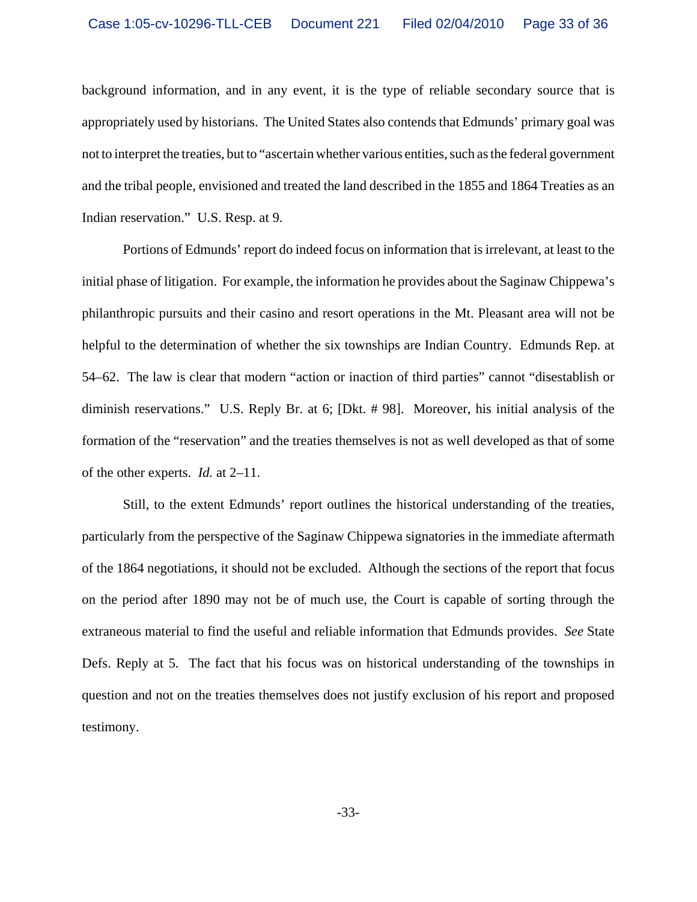background information, and in any event, it is the type of reliable secondary source that is appropriately used by historians. The United States also contends that Edmunds' primary goal was not to interpret the treaties, but to "ascertain whether various entities, such as the federal government and the tribal people, envisioned and treated the land described in the 1855 and 1864 Treaties as an Indian reservation." U.S. Resp. at 9.

Portions of Edmunds' report do indeed focus on information that is irrelevant, at least to the initial phase of litigation. For example, the information he provides about the Saginaw Chippewa's philanthropic pursuits and their casino and resort operations in the Mt. Pleasant area will not be helpful to the determination of whether the six townships are Indian Country. Edmunds Rep. at 54–62. The law is clear that modern "action or inaction of third parties" cannot "disestablish or diminish reservations." U.S. Reply Br. at 6; [Dkt. # 98]. Moreover, his initial analysis of the formation of the "reservation" and the treaties themselves is not as well developed as that of some of the other experts. *Id.* at 2–11.

Still, to the extent Edmunds' report outlines the historical understanding of the treaties, particularly from the perspective of the Saginaw Chippewa signatories in the immediate aftermath of the 1864 negotiations, it should not be excluded. Although the sections of the report that focus on the period after 1890 may not be of much use, the Court is capable of sorting through the extraneous material to find the useful and reliable information that Edmunds provides. *See* State Defs. Reply at 5. The fact that his focus was on historical understanding of the townships in question and not on the treaties themselves does not justify exclusion of his report and proposed testimony.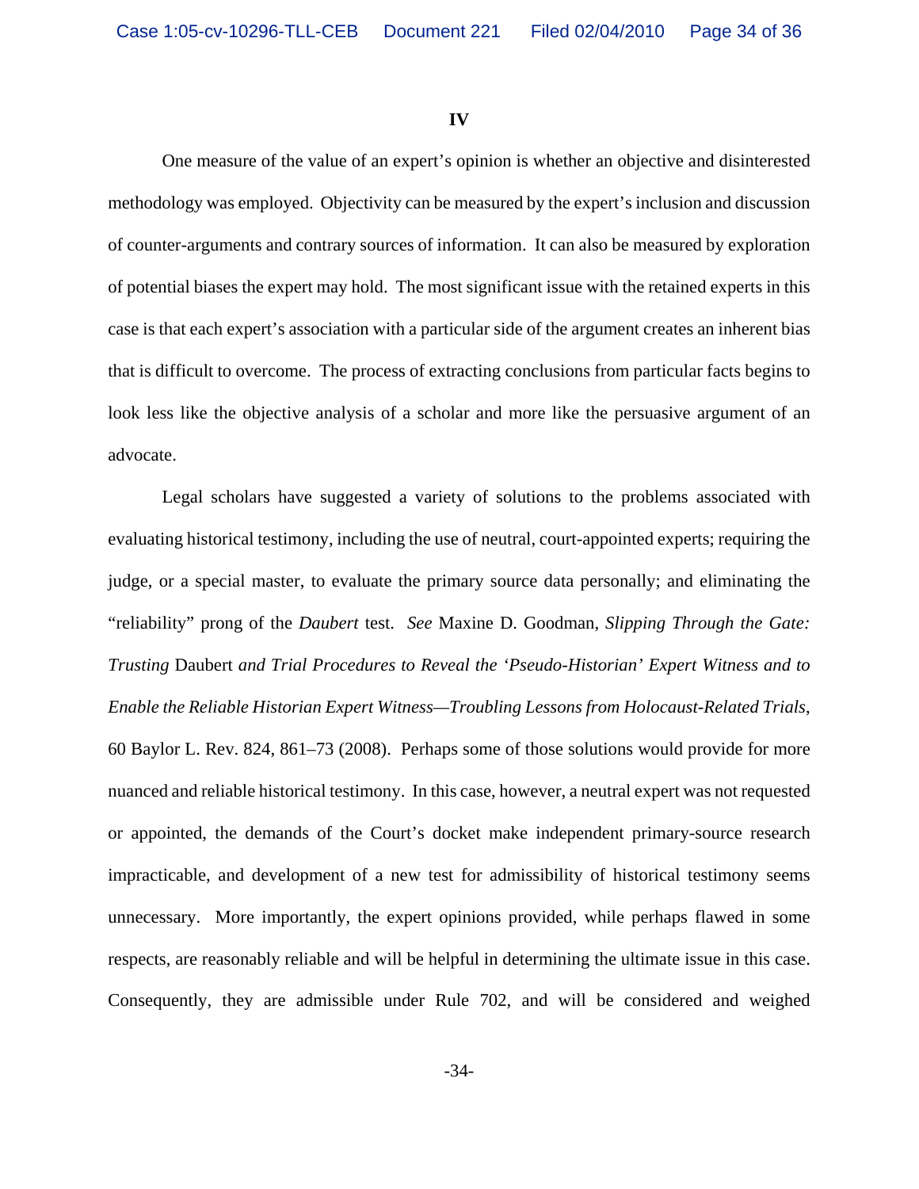## IV

One measure of the value of an expert's opinion is whether an objective and disinterested methodology was employed. Objectivity can be measured by the expert's inclusion and discussion of counter-arguments and contrary sources of information. It can also be measured by exploration of potential biases the expert may hold. The most significant issue with the retained experts in this case is that each expert's association with a particular side of the argument creates an inherent bias that is difficult to overcome. The process of extracting conclusions from particular facts begins to look less like the objective analysis of a scholar and more like the persuasive argument of an advocate.

Legal scholars have suggested a variety of solutions to the problems associated with evaluating historical testimony, including the use of neutral, court-appointed experts; requiring the judge, or a special master, to evaluate the primary source data personally; and eliminating the "reliability" prong of the *Daubert* test. *See* Maxine D. Goodman, *Slipping Through the Gate: Trusting* Daubert *and Trial Procedures to Reveal the 'Pseudo-Historian' Expert Witness and to Enable the Reliable Historian Expert Witness—Troubling Lessons from Holocaust-Related Trials*, 60 Baylor L. Rev. 824, 861–73 (2008). Perhaps some of those solutions would provide for more nuanced and reliable historical testimony. In this case, however, a neutral expert was not requested or appointed, the demands of the Court's docket make independent primary-source research impracticable, and development of a new test for admissibility of historical testimony seems unnecessary. More importantly, the expert opinions provided, while perhaps flawed in some respects, are reasonably reliable and will be helpful in determining the ultimate issue in this case. Consequently, they are admissible under Rule 702, and will be considered and weighed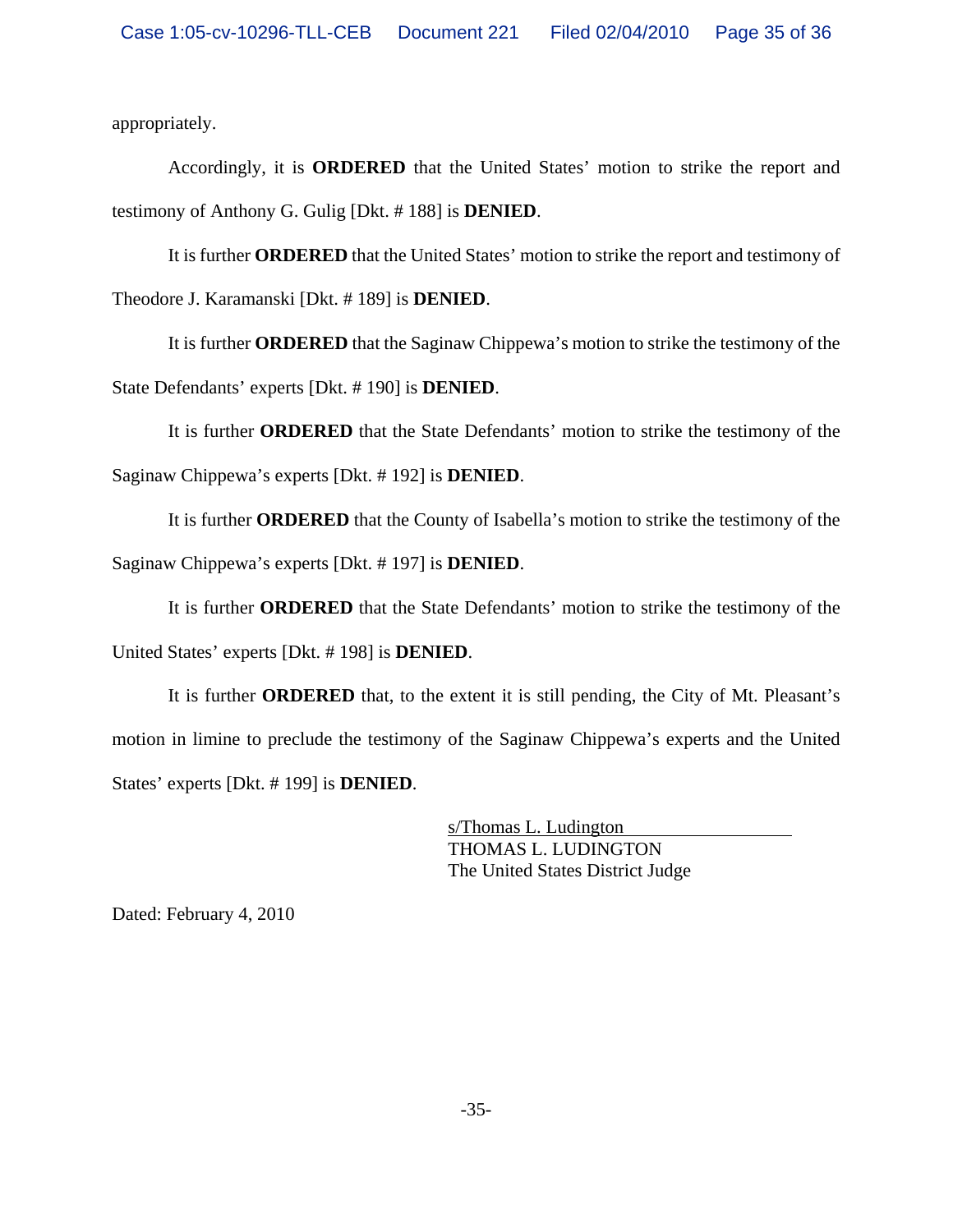appropriately.

Accordingly, it is **ORDERED** that the United States' motion to strike the report and testimony of Anthony G. Gulig [Dkt. # 188] is **DENIED**.

It is further **ORDERED** that the United States' motion to strike the report and testimony of Theodore J. Karamanski [Dkt. # 189] is **DENIED**.

It is further **ORDERED** that the Saginaw Chippewa's motion to strike the testimony of the State Defendants' experts [Dkt. # 190] is **DENIED**.

It is further **ORDERED** that the State Defendants' motion to strike the testimony of the Saginaw Chippewa's experts [Dkt. # 192] is **DENIED**.

It is further **ORDERED** that the County of Isabella's motion to strike the testimony of the Saginaw Chippewa's experts [Dkt. # 197] is **DENIED**.

It is further **ORDERED** that the State Defendants' motion to strike the testimony of the United States' experts [Dkt. # 198] is **DENIED**.

It is further **ORDERED** that, to the extent it is still pending, the City of Mt. Pleasant's motion in limine to preclude the testimony of the Saginaw Chippewa's experts and the United States' experts [Dkt. # 199] is **DENIED**.

s/Thomas L. Ludington
THOMAS L. LUDINGTON
The United States District Judge

Dated: February 4, 2010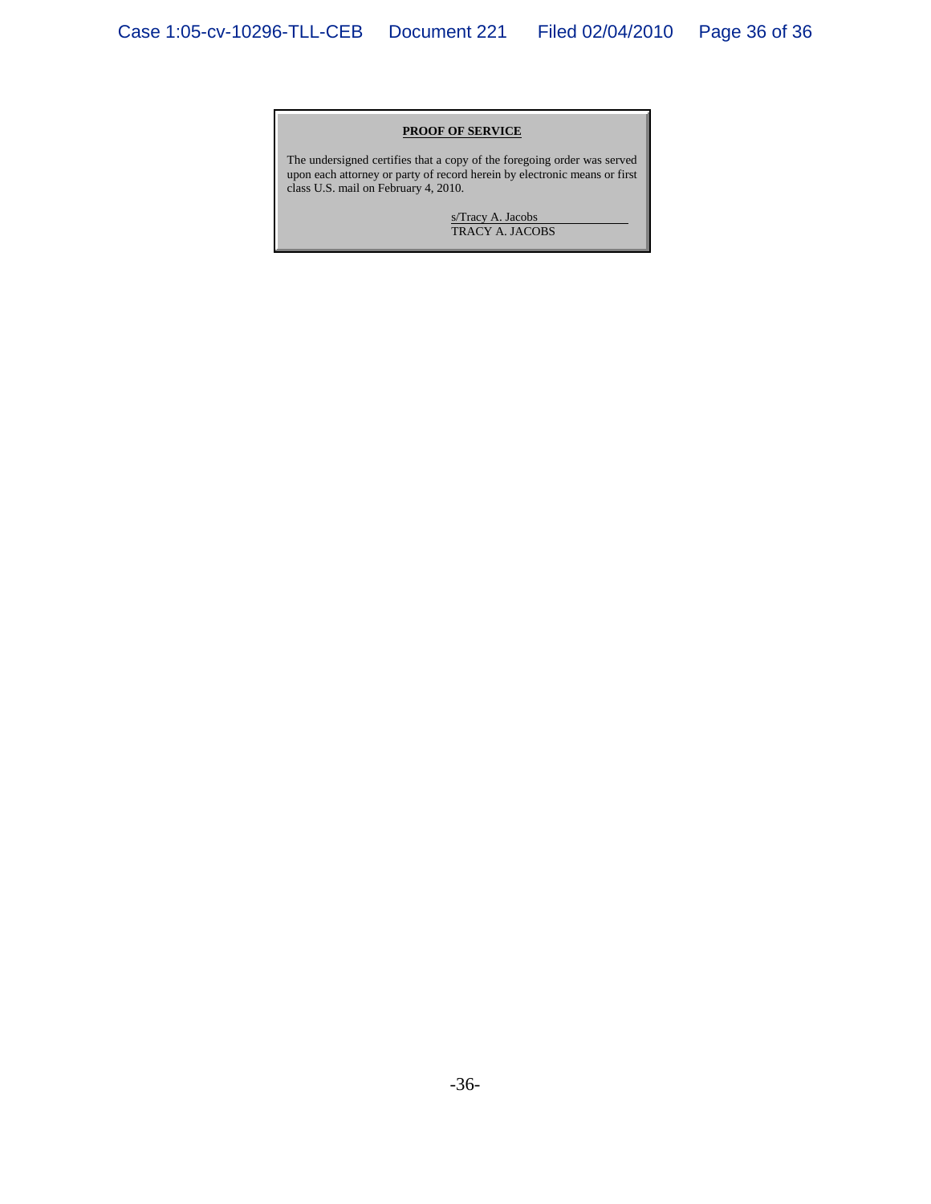**PROOF OF SERVICE**

The undersigned certifies that a copy of the foregoing order was served upon each attorney or party of record herein by electronic means or first class U.S. mail on February 4, 2010.

s/Tracy A. Jacobs
TRACY A. JACOBS